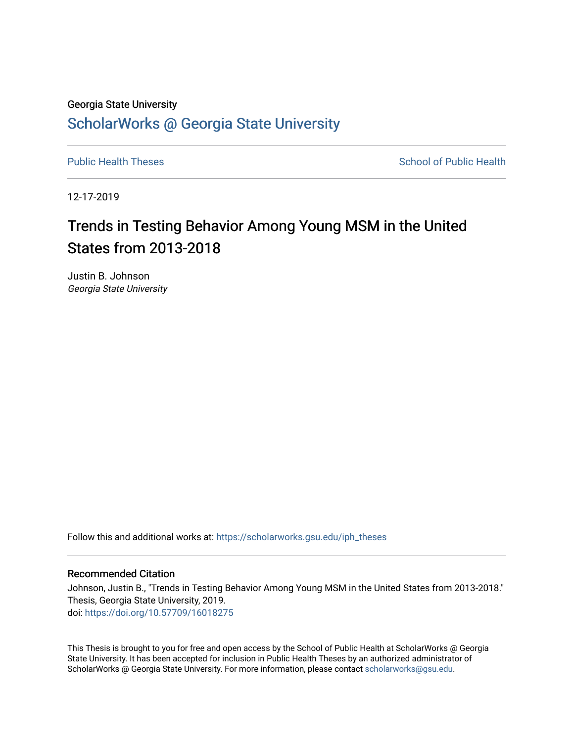Georgia State University

# ScholarWorks @ Georgia State University

Public Health Theses | School of Public Health

12-17-2019

# Trends in Testing Behavior Among Young MSM in the United States from 2013-2018

Justin B. Johnson
*Georgia State University*

Follow this and additional works at: https://scholarworks.gsu.edu/iph_theses

## Recommended Citation

Johnson, Justin B., "Trends in Testing Behavior Among Young MSM in the United States from 2013-2018." Thesis, Georgia State University, 2019.
doi: https://doi.org/10.57709/16018275

This Thesis is brought to you for free and open access by the School of Public Health at ScholarWorks @ Georgia State University. It has been accepted for inclusion in Public Health Theses by an authorized administrator of ScholarWorks @ Georgia State University. For more information, please contact scholarworks@gsu.edu.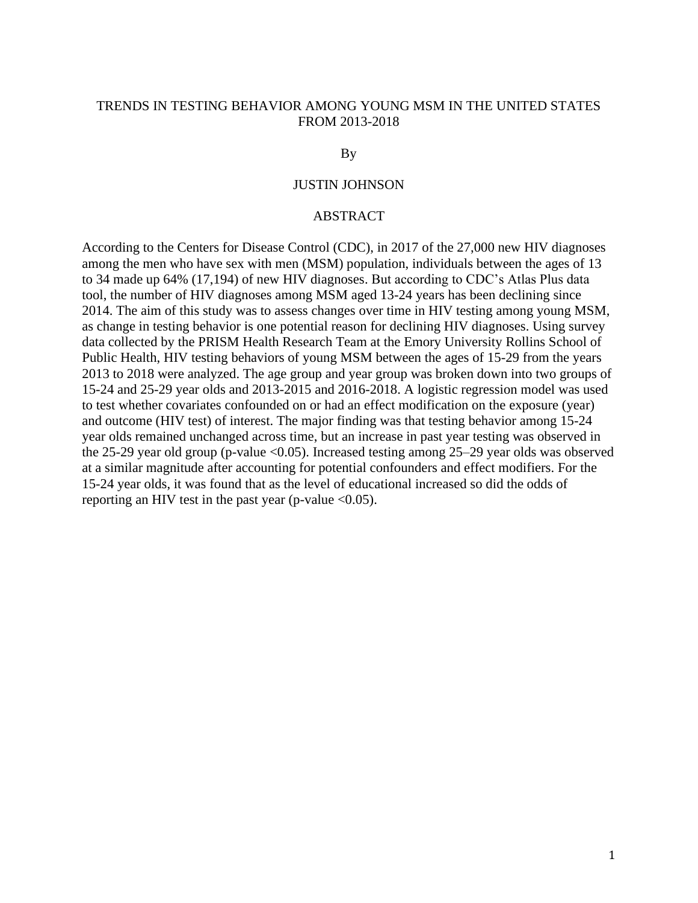# TRENDS IN TESTING BEHAVIOR AMONG YOUNG MSM IN THE UNITED STATES FROM 2013-2018

By

JUSTIN JOHNSON

## ABSTRACT

According to the Centers for Disease Control (CDC), in 2017 of the 27,000 new HIV diagnoses among the men who have sex with men (MSM) population, individuals between the ages of 13 to 34 made up 64% (17,194) of new HIV diagnoses. But according to CDC's Atlas Plus data tool, the number of HIV diagnoses among MSM aged 13-24 years has been declining since 2014. The aim of this study was to assess changes over time in HIV testing among young MSM, as change in testing behavior is one potential reason for declining HIV diagnoses. Using survey data collected by the PRISM Health Research Team at the Emory University Rollins School of Public Health, HIV testing behaviors of young MSM between the ages of 15-29 from the years 2013 to 2018 were analyzed. The age group and year group was broken down into two groups of 15-24 and 25-29 year olds and 2013-2015 and 2016-2018. A logistic regression model was used to test whether covariates confounded on or had an effect modification on the exposure (year) and outcome (HIV test) of interest. The major finding was that testing behavior among 15-24 year olds remained unchanged across time, but an increase in past year testing was observed in the 25-29 year old group (p-value <0.05). Increased testing among 25–29 year olds was observed at a similar magnitude after accounting for potential confounders and effect modifiers. For the 15-24 year olds, it was found that as the level of educational increased so did the odds of reporting an HIV test in the past year (p-value <0.05).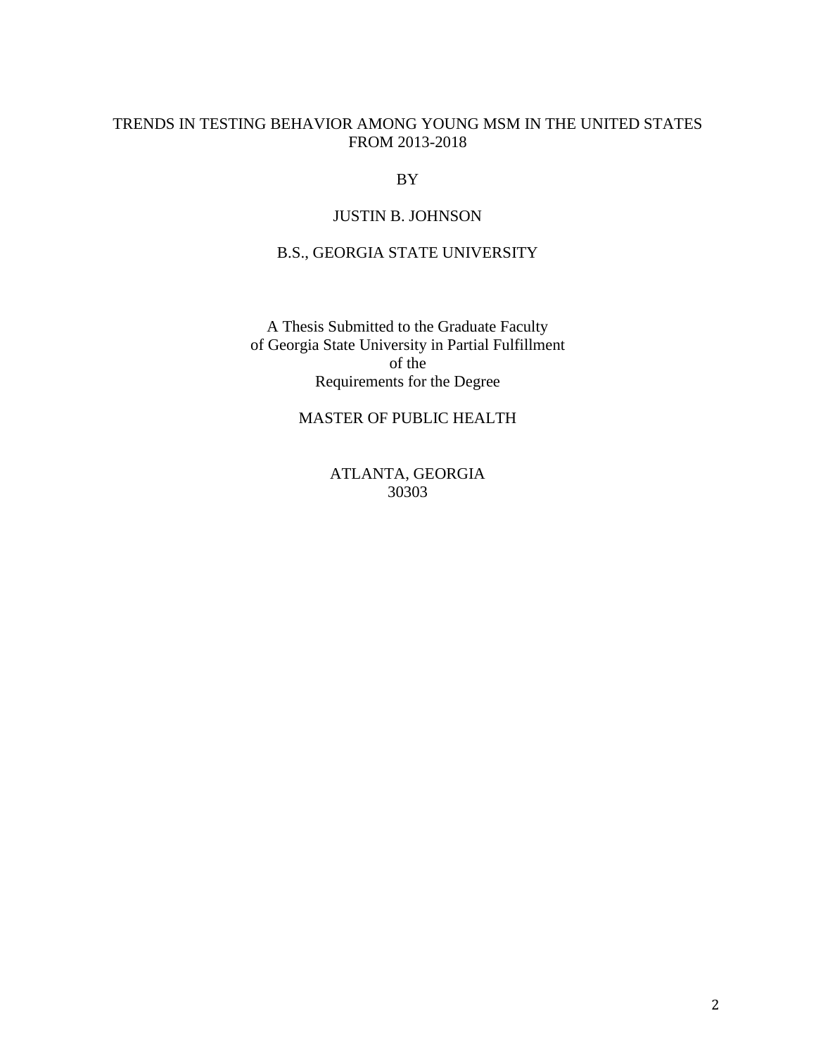TRENDS IN TESTING BEHAVIOR AMONG YOUNG MSM IN THE UNITED STATES FROM 2013-2018

BY

JUSTIN B. JOHNSON

B.S., GEORGIA STATE UNIVERSITY

A Thesis Submitted to the Graduate Faculty of Georgia State University in Partial Fulfillment of the Requirements for the Degree

MASTER OF PUBLIC HEALTH

ATLANTA, GEORGIA
30303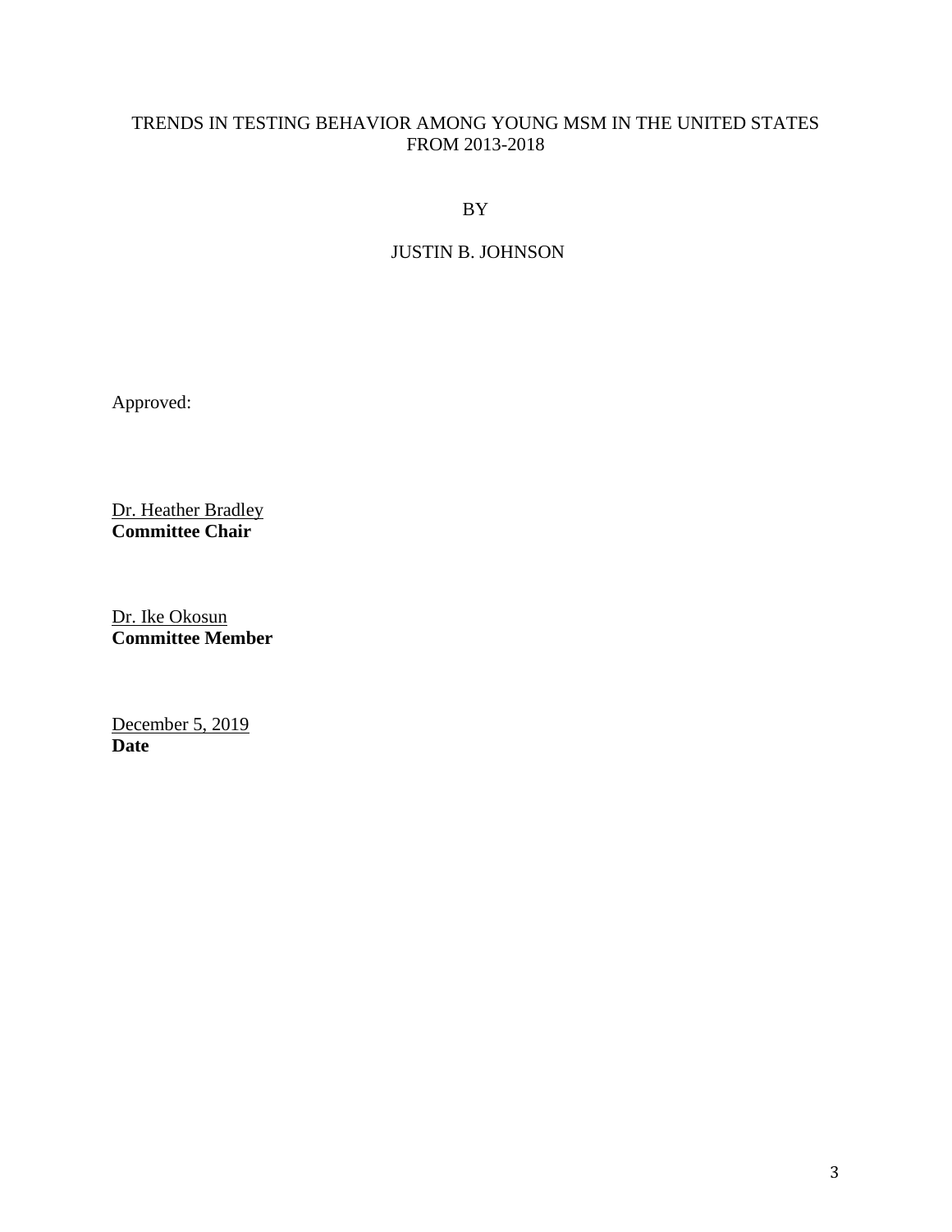TRENDS IN TESTING BEHAVIOR AMONG YOUNG MSM IN THE UNITED STATES FROM 2013-2018

BY

JUSTIN B. JOHNSON

Approved:

Dr. Heather Bradley
**Committee Chair**

Dr. Ike Okosun
**Committee Member**

December 5, 2019
**Date**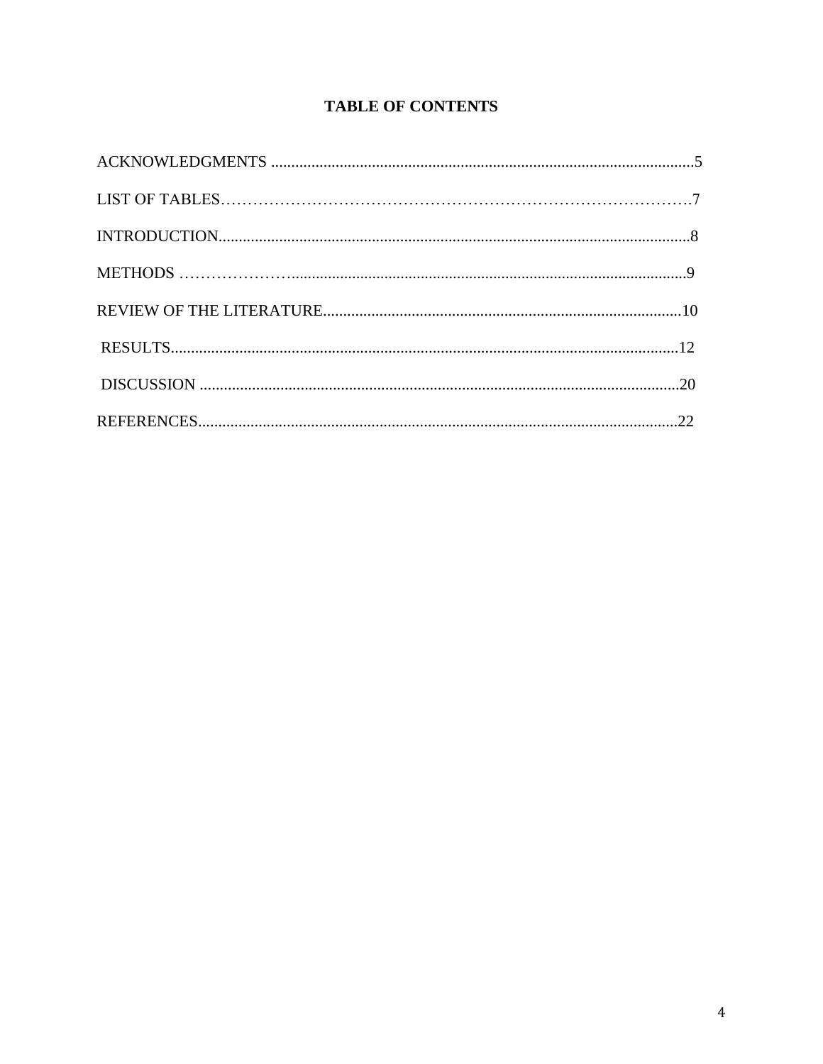## TABLE OF CONTENTS

ACKNOWLEDGMENTS ..........................................................................................................5

LIST OF TABLES……………………………………………………………………………….7

INTRODUCTION...................................................................................................................8

METHODS …………………...................................................................................................9

REVIEW OF THE LITERATURE.........................................................................................10

RESULTS...............................................................................................................................12

DISCUSSION ........................................................................................................................20

REFERENCES........................................................................................................................22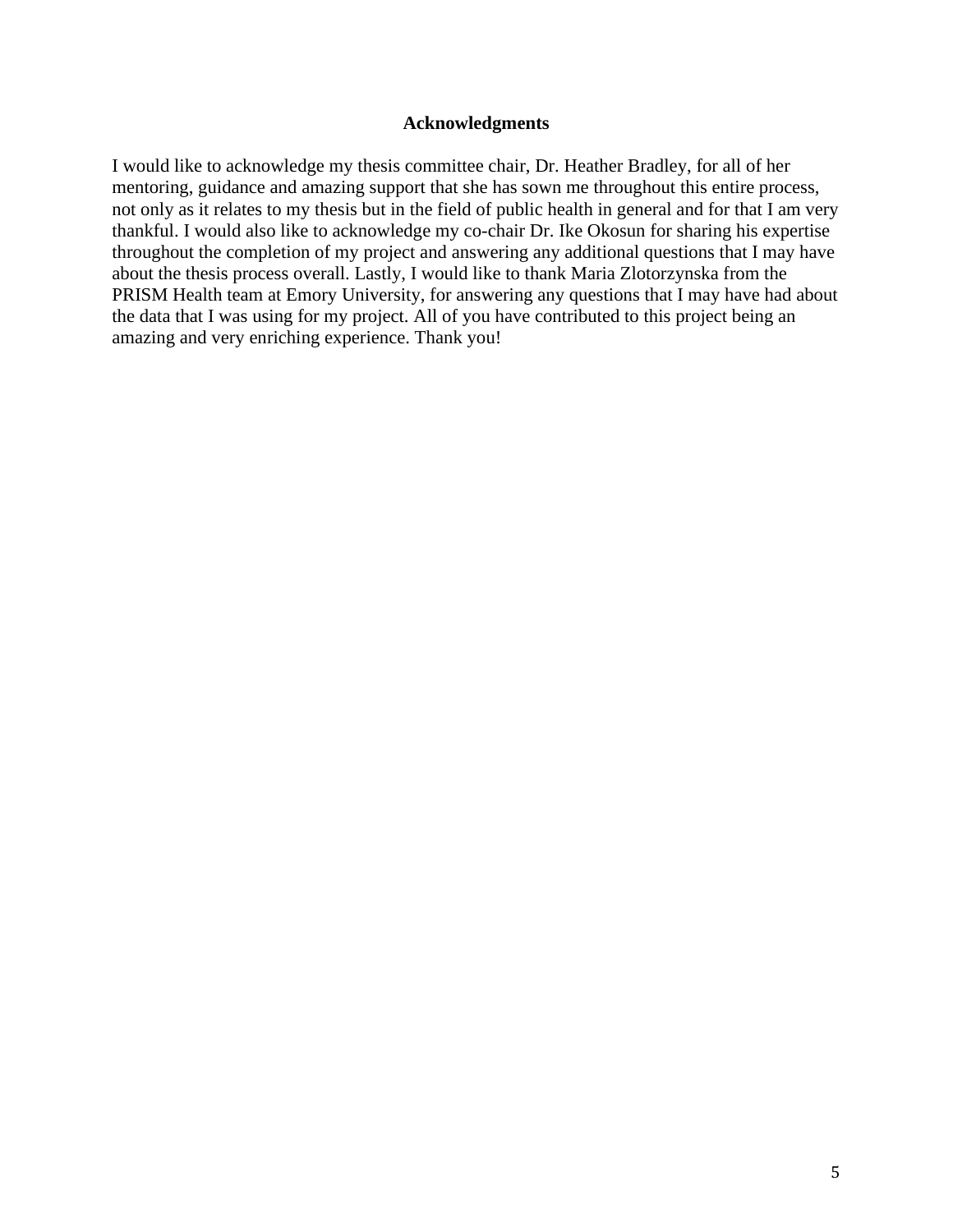## Acknowledgments

I would like to acknowledge my thesis committee chair, Dr. Heather Bradley, for all of her mentoring, guidance and amazing support that she has sown me throughout this entire process, not only as it relates to my thesis but in the field of public health in general and for that I am very thankful. I would also like to acknowledge my co-chair Dr. Ike Okosun for sharing his expertise throughout the completion of my project and answering any additional questions that I may have about the thesis process overall. Lastly, I would like to thank Maria Zlotorzynska from the PRISM Health team at Emory University, for answering any questions that I may have had about the data that I was using for my project. All of you have contributed to this project being an amazing and very enriching experience. Thank you!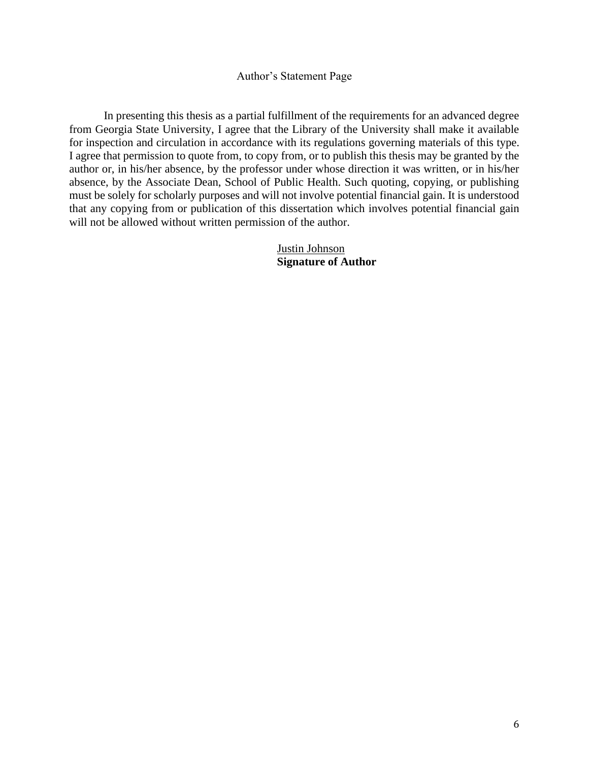# Author's Statement Page

In presenting this thesis as a partial fulfillment of the requirements for an advanced degree from Georgia State University, I agree that the Library of the University shall make it available for inspection and circulation in accordance with its regulations governing materials of this type. I agree that permission to quote from, to copy from, or to publish this thesis may be granted by the author or, in his/her absence, by the professor under whose direction it was written, or in his/her absence, by the Associate Dean, School of Public Health. Such quoting, copying, or publishing must be solely for scholarly purposes and will not involve potential financial gain. It is understood that any copying from or publication of this dissertation which involves potential financial gain will not be allowed without written permission of the author.

Justin Johnson
**Signature of Author**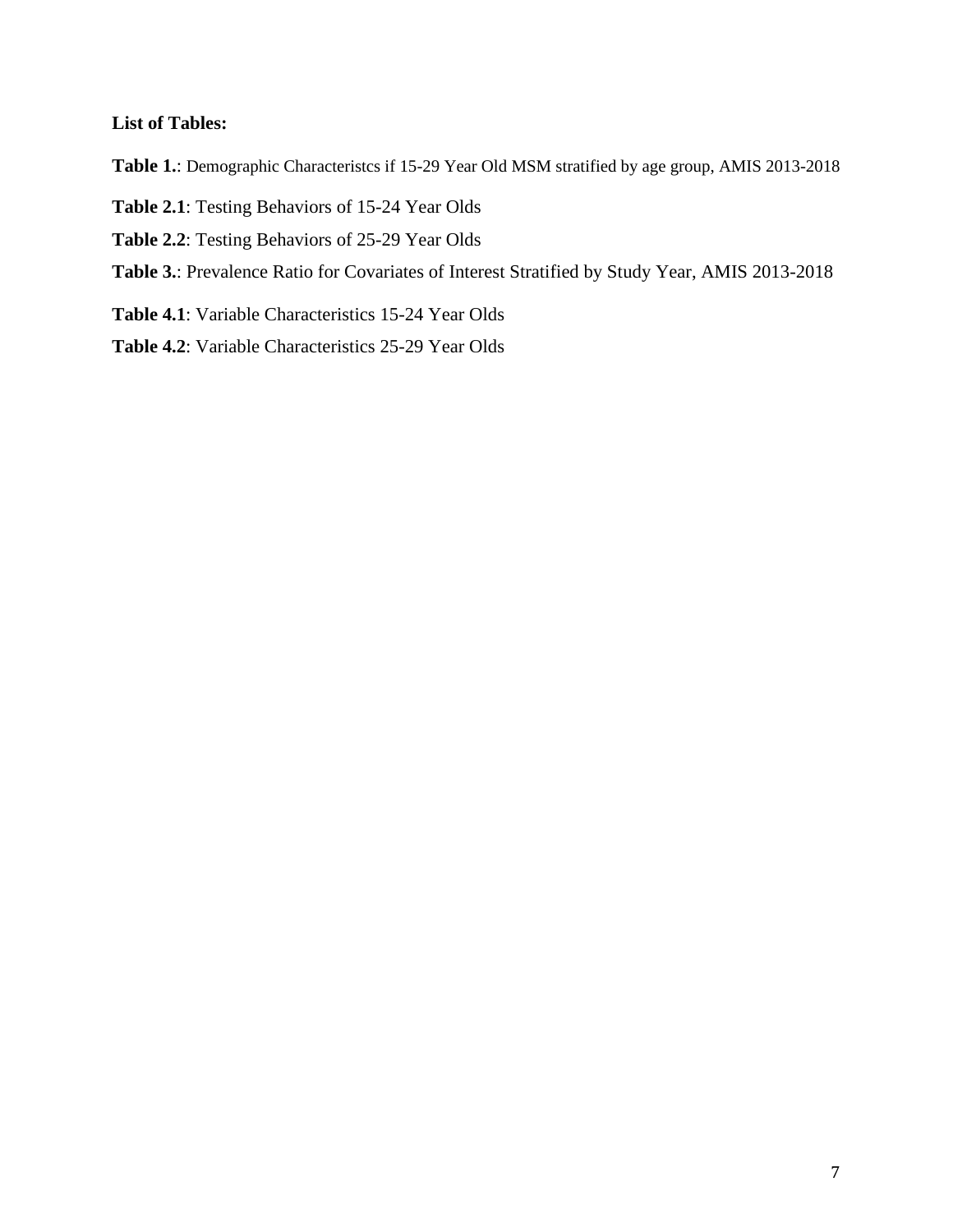**List of Tables:**

**Table 1.**: Demographic Characteristcs if 15-29 Year Old MSM stratified by age group, AMIS 2013-2018

**Table 2.1**: Testing Behaviors of 15-24 Year Olds

**Table 2.2**: Testing Behaviors of 25-29 Year Olds

**Table 3.**: Prevalence Ratio for Covariates of Interest Stratified by Study Year, AMIS 2013-2018

**Table 4.1**: Variable Characteristics 15-24 Year Olds

**Table 4.2**: Variable Characteristics 25-29 Year Olds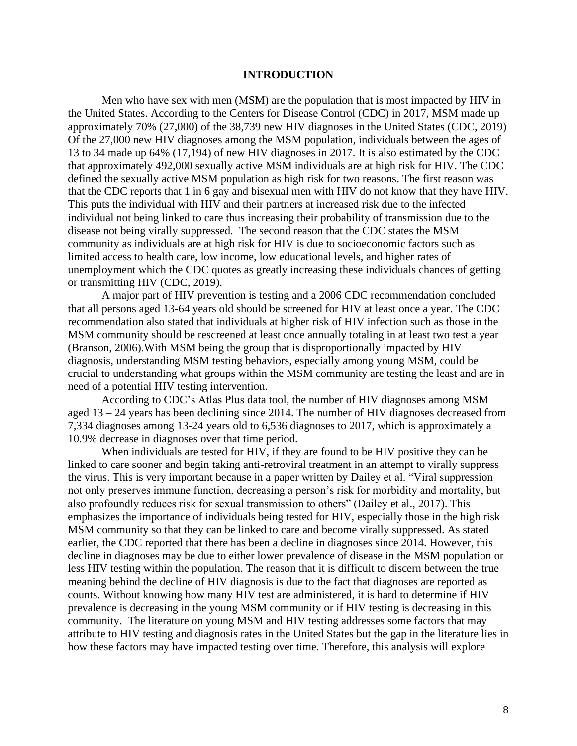# INTRODUCTION

Men who have sex with men (MSM) are the population that is most impacted by HIV in the United States. According to the Centers for Disease Control (CDC) in 2017, MSM made up approximately 70% (27,000) of the 38,739 new HIV diagnoses in the United States (CDC, 2019) Of the 27,000 new HIV diagnoses among the MSM population, individuals between the ages of 13 to 34 made up 64% (17,194) of new HIV diagnoses in 2017. It is also estimated by the CDC that approximately 492,000 sexually active MSM individuals are at high risk for HIV. The CDC defined the sexually active MSM population as high risk for two reasons. The first reason was that the CDC reports that 1 in 6 gay and bisexual men with HIV do not know that they have HIV. This puts the individual with HIV and their partners at increased risk due to the infected individual not being linked to care thus increasing their probability of transmission due to the disease not being virally suppressed. The second reason that the CDC states the MSM community as individuals are at high risk for HIV is due to socioeconomic factors such as limited access to health care, low income, low educational levels, and higher rates of unemployment which the CDC quotes as greatly increasing these individuals chances of getting or transmitting HIV (CDC, 2019).

A major part of HIV prevention is testing and a 2006 CDC recommendation concluded that all persons aged 13-64 years old should be screened for HIV at least once a year. The CDC recommendation also stated that individuals at higher risk of HIV infection such as those in the MSM community should be rescreened at least once annually totaling in at least two test a year (Branson, 2006).With MSM being the group that is disproportionally impacted by HIV diagnosis, understanding MSM testing behaviors, especially among young MSM, could be crucial to understanding what groups within the MSM community are testing the least and are in need of a potential HIV testing intervention.

According to CDC's Atlas Plus data tool, the number of HIV diagnoses among MSM aged 13 – 24 years has been declining since 2014. The number of HIV diagnoses decreased from 7,334 diagnoses among 13-24 years old to 6,536 diagnoses to 2017, which is approximately a 10.9% decrease in diagnoses over that time period.

When individuals are tested for HIV, if they are found to be HIV positive they can be linked to care sooner and begin taking anti-retroviral treatment in an attempt to virally suppress the virus. This is very important because in a paper written by Dailey et al. "Viral suppression not only preserves immune function, decreasing a person's risk for morbidity and mortality, but also profoundly reduces risk for sexual transmission to others" (Dailey et al., 2017). This emphasizes the importance of individuals being tested for HIV, especially those in the high risk MSM community so that they can be linked to care and become virally suppressed. As stated earlier, the CDC reported that there has been a decline in diagnoses since 2014. However, this decline in diagnoses may be due to either lower prevalence of disease in the MSM population or less HIV testing within the population. The reason that it is difficult to discern between the true meaning behind the decline of HIV diagnosis is due to the fact that diagnoses are reported as counts. Without knowing how many HIV test are administered, it is hard to determine if HIV prevalence is decreasing in the young MSM community or if HIV testing is decreasing in this community. The literature on young MSM and HIV testing addresses some factors that may attribute to HIV testing and diagnosis rates in the United States but the gap in the literature lies in how these factors may have impacted testing over time. Therefore, this analysis will explore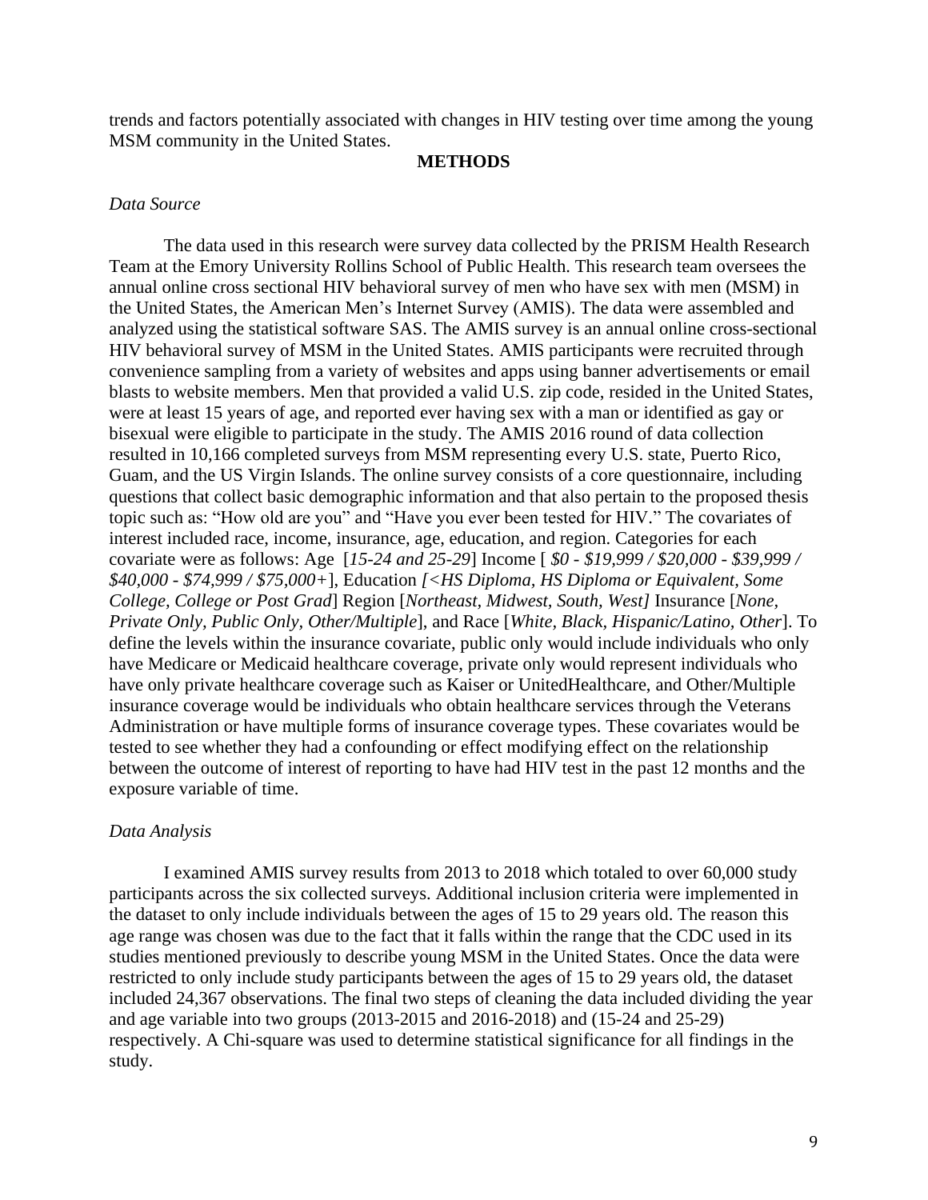trends and factors potentially associated with changes in HIV testing over time among the young MSM community in the United States.

## METHODS

### *Data Source*

The data used in this research were survey data collected by the PRISM Health Research Team at the Emory University Rollins School of Public Health. This research team oversees the annual online cross sectional HIV behavioral survey of men who have sex with men (MSM) in the United States, the American Men's Internet Survey (AMIS). The data were assembled and analyzed using the statistical software SAS. The AMIS survey is an annual online cross-sectional HIV behavioral survey of MSM in the United States. AMIS participants were recruited through convenience sampling from a variety of websites and apps using banner advertisements or email blasts to website members. Men that provided a valid U.S. zip code, resided in the United States, were at least 15 years of age, and reported ever having sex with a man or identified as gay or bisexual were eligible to participate in the study. The AMIS 2016 round of data collection resulted in 10,166 completed surveys from MSM representing every U.S. state, Puerto Rico, Guam, and the US Virgin Islands. The online survey consists of a core questionnaire, including questions that collect basic demographic information and that also pertain to the proposed thesis topic such as: "How old are you" and "Have you ever been tested for HIV." The covariates of interest included race, income, insurance, age, education, and region. Categories for each covariate were as follows: Age [*15-24 and 25-29*] Income [ *$0 - $19,999 / $20,000 - $39,999 / $40,000 - $74,999 / $75,000+*], Education *[<HS Diploma, HS Diploma or Equivalent, Some College, College or Post Grad*] Region [*Northeast, Midwest, South, West]* Insurance [*None, Private Only, Public Only, Other/Multiple*], and Race [*White, Black, Hispanic/Latino, Other*]. To define the levels within the insurance covariate, public only would include individuals who only have Medicare or Medicaid healthcare coverage, private only would represent individuals who have only private healthcare coverage such as Kaiser or UnitedHealthcare, and Other/Multiple insurance coverage would be individuals who obtain healthcare services through the Veterans Administration or have multiple forms of insurance coverage types. These covariates would be tested to see whether they had a confounding or effect modifying effect on the relationship between the outcome of interest of reporting to have had HIV test in the past 12 months and the exposure variable of time.

### *Data Analysis*

I examined AMIS survey results from 2013 to 2018 which totaled to over 60,000 study participants across the six collected surveys. Additional inclusion criteria were implemented in the dataset to only include individuals between the ages of 15 to 29 years old. The reason this age range was chosen was due to the fact that it falls within the range that the CDC used in its studies mentioned previously to describe young MSM in the United States. Once the data were restricted to only include study participants between the ages of 15 to 29 years old, the dataset included 24,367 observations. The final two steps of cleaning the data included dividing the year and age variable into two groups (2013-2015 and 2016-2018) and (15-24 and 25-29) respectively. A Chi-square was used to determine statistical significance for all findings in the study.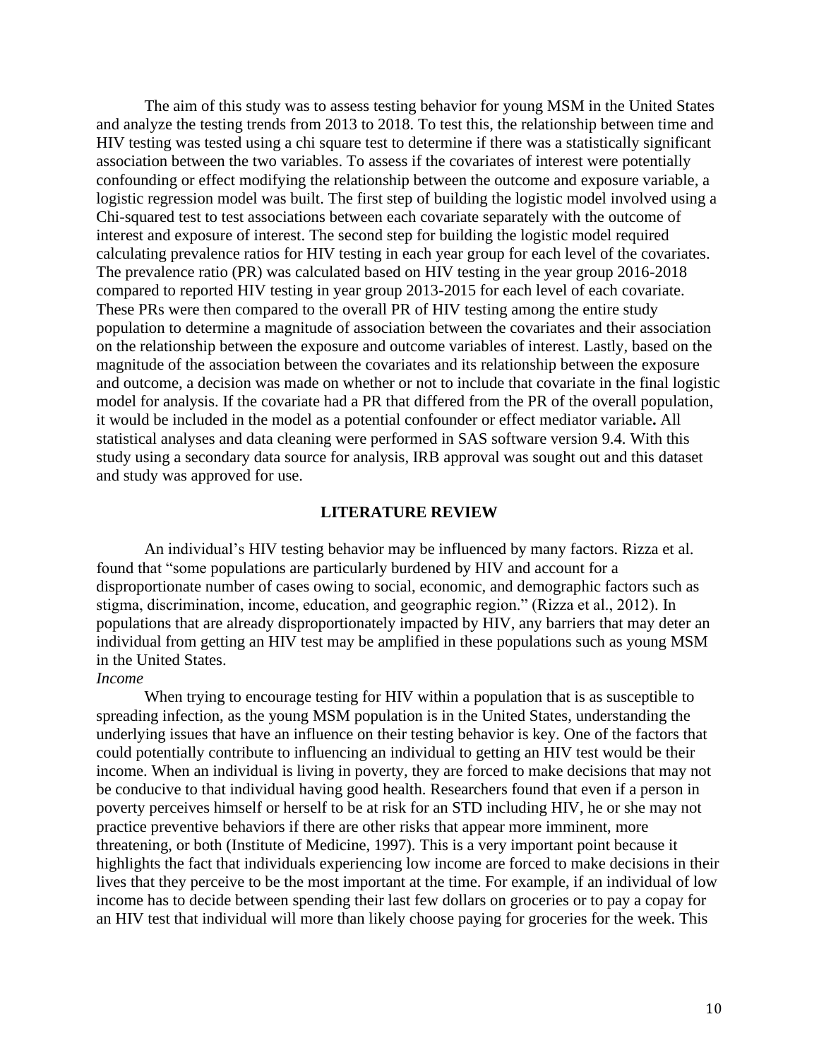The aim of this study was to assess testing behavior for young MSM in the United States and analyze the testing trends from 2013 to 2018. To test this, the relationship between time and HIV testing was tested using a chi square test to determine if there was a statistically significant association between the two variables. To assess if the covariates of interest were potentially confounding or effect modifying the relationship between the outcome and exposure variable, a logistic regression model was built. The first step of building the logistic model involved using a Chi-squared test to test associations between each covariate separately with the outcome of interest and exposure of interest. The second step for building the logistic model required calculating prevalence ratios for HIV testing in each year group for each level of the covariates. The prevalence ratio (PR) was calculated based on HIV testing in the year group 2016-2018 compared to reported HIV testing in year group 2013-2015 for each level of each covariate. These PRs were then compared to the overall PR of HIV testing among the entire study population to determine a magnitude of association between the covariates and their association on the relationship between the exposure and outcome variables of interest. Lastly, based on the magnitude of the association between the covariates and its relationship between the exposure and outcome, a decision was made on whether or not to include that covariate in the final logistic model for analysis. If the covariate had a PR that differed from the PR of the overall population, it would be included in the model as a potential confounder or effect mediator variable**.** All statistical analyses and data cleaning were performed in SAS software version 9.4. With this study using a secondary data source for analysis, IRB approval was sought out and this dataset and study was approved for use.

## LITERATURE REVIEW

An individual's HIV testing behavior may be influenced by many factors. Rizza et al. found that "some populations are particularly burdened by HIV and account for a disproportionate number of cases owing to social, economic, and demographic factors such as stigma, discrimination, income, education, and geographic region." (Rizza et al., 2012). In populations that are already disproportionately impacted by HIV, any barriers that may deter an individual from getting an HIV test may be amplified in these populations such as young MSM in the United States.

*Income*

When trying to encourage testing for HIV within a population that is as susceptible to spreading infection, as the young MSM population is in the United States, understanding the underlying issues that have an influence on their testing behavior is key. One of the factors that could potentially contribute to influencing an individual to getting an HIV test would be their income. When an individual is living in poverty, they are forced to make decisions that may not be conducive to that individual having good health. Researchers found that even if a person in poverty perceives himself or herself to be at risk for an STD including HIV, he or she may not practice preventive behaviors if there are other risks that appear more imminent, more threatening, or both (Institute of Medicine, 1997). This is a very important point because it highlights the fact that individuals experiencing low income are forced to make decisions in their lives that they perceive to be the most important at the time. For example, if an individual of low income has to decide between spending their last few dollars on groceries or to pay a copay for an HIV test that individual will more than likely choose paying for groceries for the week. This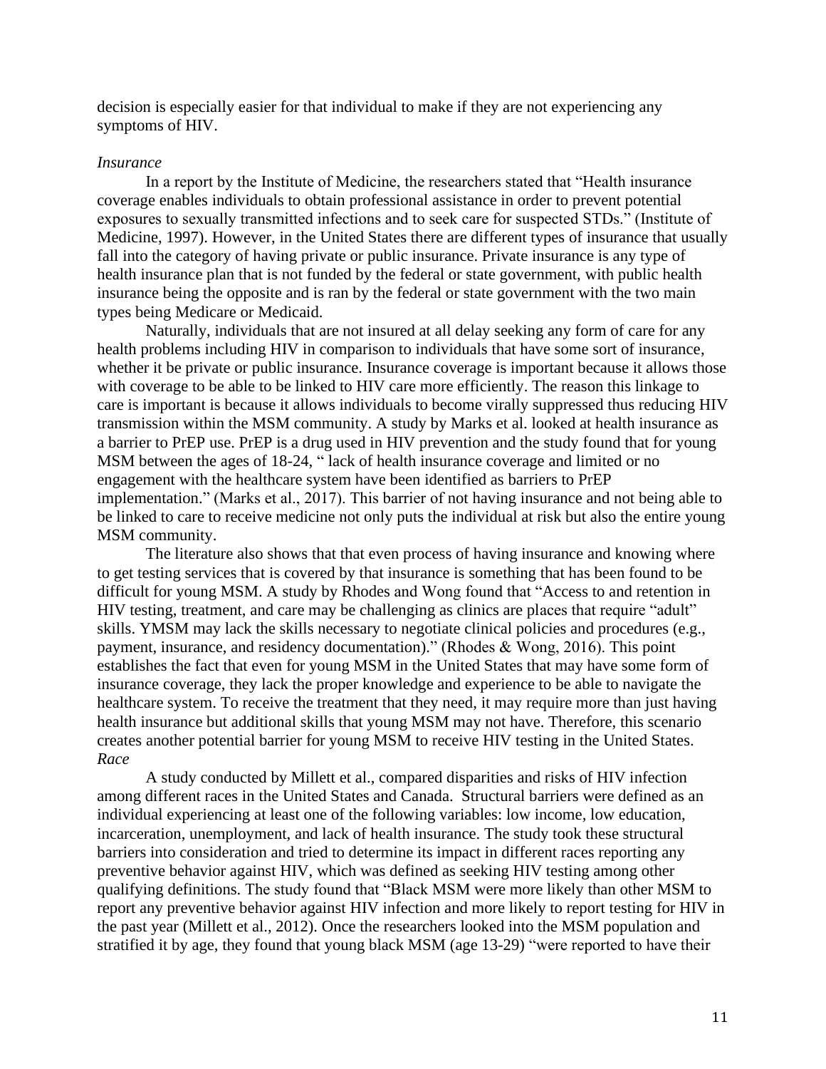decision is especially easier for that individual to make if they are not experiencing any symptoms of HIV.

*Insurance*

In a report by the Institute of Medicine, the researchers stated that "Health insurance coverage enables individuals to obtain professional assistance in order to prevent potential exposures to sexually transmitted infections and to seek care for suspected STDs." (Institute of Medicine, 1997). However, in the United States there are different types of insurance that usually fall into the category of having private or public insurance. Private insurance is any type of health insurance plan that is not funded by the federal or state government, with public health insurance being the opposite and is ran by the federal or state government with the two main types being Medicare or Medicaid.

Naturally, individuals that are not insured at all delay seeking any form of care for any health problems including HIV in comparison to individuals that have some sort of insurance, whether it be private or public insurance. Insurance coverage is important because it allows those with coverage to be able to be linked to HIV care more efficiently. The reason this linkage to care is important is because it allows individuals to become virally suppressed thus reducing HIV transmission within the MSM community. A study by Marks et al. looked at health insurance as a barrier to PrEP use. PrEP is a drug used in HIV prevention and the study found that for young MSM between the ages of 18-24, " lack of health insurance coverage and limited or no engagement with the healthcare system have been identified as barriers to PrEP implementation." (Marks et al., 2017). This barrier of not having insurance and not being able to be linked to care to receive medicine not only puts the individual at risk but also the entire young MSM community.

The literature also shows that that even process of having insurance and knowing where to get testing services that is covered by that insurance is something that has been found to be difficult for young MSM. A study by Rhodes and Wong found that "Access to and retention in HIV testing, treatment, and care may be challenging as clinics are places that require "adult" skills. YMSM may lack the skills necessary to negotiate clinical policies and procedures (e.g., payment, insurance, and residency documentation)." (Rhodes & Wong, 2016). This point establishes the fact that even for young MSM in the United States that may have some form of insurance coverage, they lack the proper knowledge and experience to be able to navigate the healthcare system. To receive the treatment that they need, it may require more than just having health insurance but additional skills that young MSM may not have. Therefore, this scenario creates another potential barrier for young MSM to receive HIV testing in the United States.

*Race*

A study conducted by Millett et al., compared disparities and risks of HIV infection among different races in the United States and Canada. Structural barriers were defined as an individual experiencing at least one of the following variables: low income, low education, incarceration, unemployment, and lack of health insurance. The study took these structural barriers into consideration and tried to determine its impact in different races reporting any preventive behavior against HIV, which was defined as seeking HIV testing among other qualifying definitions. The study found that "Black MSM were more likely than other MSM to report any preventive behavior against HIV infection and more likely to report testing for HIV in the past year (Millett et al., 2012). Once the researchers looked into the MSM population and stratified it by age, they found that young black MSM (age 13-29) "were reported to have their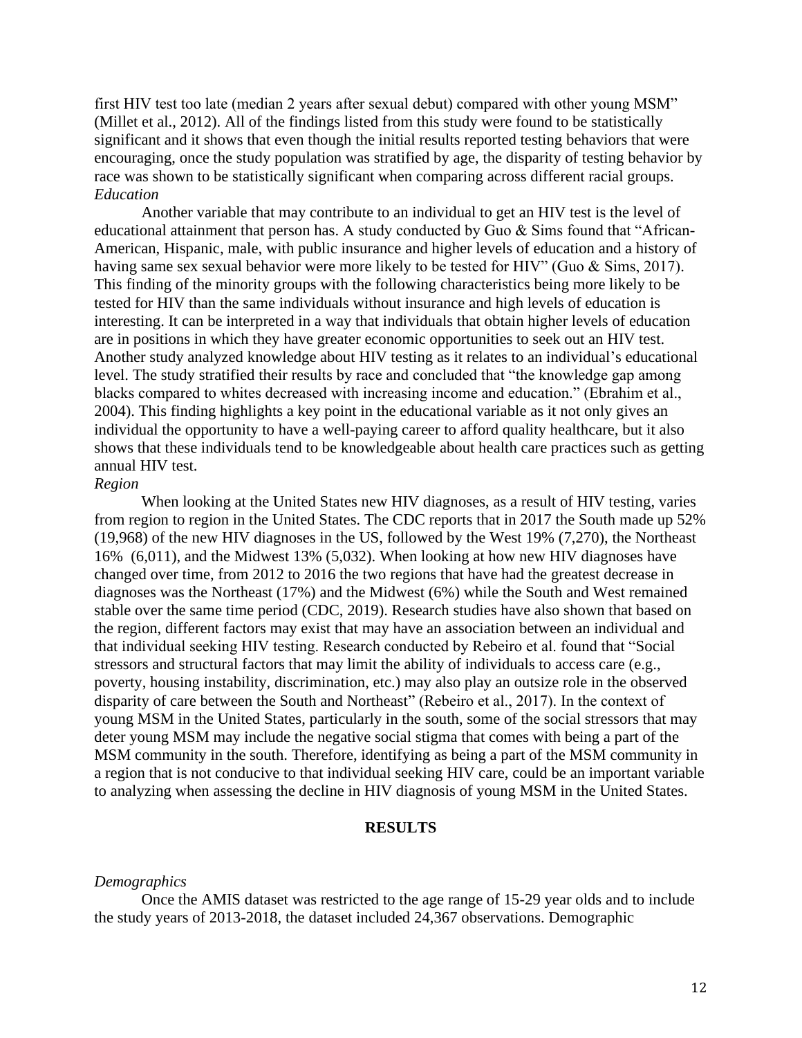first HIV test too late (median 2 years after sexual debut) compared with other young MSM" (Millet et al., 2012). All of the findings listed from this study were found to be statistically significant and it shows that even though the initial results reported testing behaviors that were encouraging, once the study population was stratified by age, the disparity of testing behavior by race was shown to be statistically significant when comparing across different racial groups.

*Education*

Another variable that may contribute to an individual to get an HIV test is the level of educational attainment that person has. A study conducted by Guo & Sims found that "African-American, Hispanic, male, with public insurance and higher levels of education and a history of having same sex sexual behavior were more likely to be tested for HIV" (Guo & Sims, 2017). This finding of the minority groups with the following characteristics being more likely to be tested for HIV than the same individuals without insurance and high levels of education is interesting. It can be interpreted in a way that individuals that obtain higher levels of education are in positions in which they have greater economic opportunities to seek out an HIV test. Another study analyzed knowledge about HIV testing as it relates to an individual's educational level. The study stratified their results by race and concluded that "the knowledge gap among blacks compared to whites decreased with increasing income and education." (Ebrahim et al., 2004). This finding highlights a key point in the educational variable as it not only gives an individual the opportunity to have a well-paying career to afford quality healthcare, but it also shows that these individuals tend to be knowledgeable about health care practices such as getting annual HIV test.

*Region*

When looking at the United States new HIV diagnoses, as a result of HIV testing, varies from region to region in the United States. The CDC reports that in 2017 the South made up 52% (19,968) of the new HIV diagnoses in the US, followed by the West 19% (7,270), the Northeast 16% (6,011), and the Midwest 13% (5,032). When looking at how new HIV diagnoses have changed over time, from 2012 to 2016 the two regions that have had the greatest decrease in diagnoses was the Northeast (17%) and the Midwest (6%) while the South and West remained stable over the same time period (CDC, 2019). Research studies have also shown that based on the region, different factors may exist that may have an association between an individual and that individual seeking HIV testing. Research conducted by Rebeiro et al. found that "Social stressors and structural factors that may limit the ability of individuals to access care (e.g., poverty, housing instability, discrimination, etc.) may also play an outsize role in the observed disparity of care between the South and Northeast" (Rebeiro et al., 2017). In the context of young MSM in the United States, particularly in the south, some of the social stressors that may deter young MSM may include the negative social stigma that comes with being a part of the MSM community in the south. Therefore, identifying as being a part of the MSM community in a region that is not conducive to that individual seeking HIV care, could be an important variable to analyzing when assessing the decline in HIV diagnosis of young MSM in the United States.

## RESULTS

*Demographics*

Once the AMIS dataset was restricted to the age range of 15-29 year olds and to include the study years of 2013-2018, the dataset included 24,367 observations. Demographic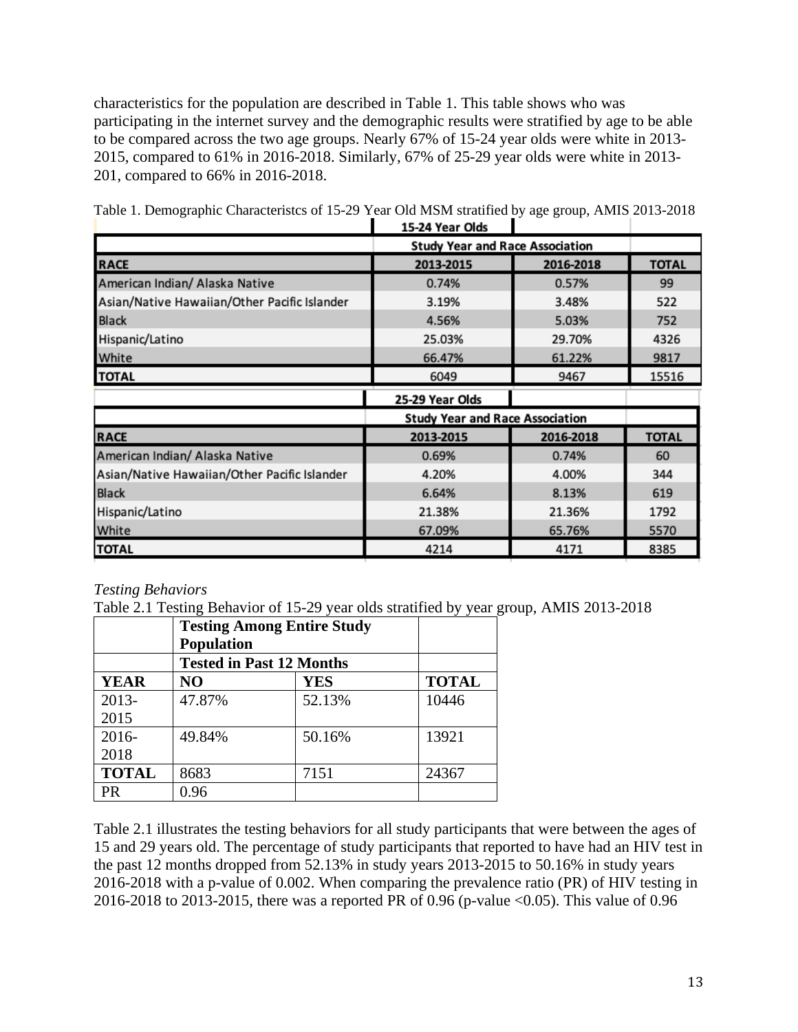characteristics for the population are described in Table 1. This table shows who was participating in the internet survey and the demographic results were stratified by age to be able to be compared across the two age groups. Nearly 67% of 15-24 year olds were white in 2013-2015, compared to 61% in 2016-2018. Similarly, 67% of 25-29 year olds were white in 2013-201, compared to 66% in 2016-2018.

Table 1. Demographic Characteristcs of 15-29 Year Old MSM stratified by age group, AMIS 2013-2018

| | 15-24 Year Olds | | |
|---|---|---|---|
| | Study Year and Race Association | | |
| **RACE** | **2013-2015** | **2016-2018** | **TOTAL** |
| American Indian/ Alaska Native | 0.74% | 0.57% | 99 |
| Asian/Native Hawaiian/Other Pacific Islander | 3.19% | 3.48% | 522 |
| Black | 4.56% | 5.03% | 752 |
| Hispanic/Latino | 25.03% | 29.70% | 4326 |
| White | 66.47% | 61.22% | 9817 |
| **TOTAL** | 6049 | 9467 | 15516 |

| | 25-29 Year Olds | | |
|---|---|---|---|
| | Study Year and Race Association | | |
| **RACE** | **2013-2015** | **2016-2018** | **TOTAL** |
| American Indian/ Alaska Native | 0.69% | 0.74% | 60 |
| Asian/Native Hawaiian/Other Pacific Islander | 4.20% | 4.00% | 344 |
| Black | 6.64% | 8.13% | 619 |
| Hispanic/Latino | 21.38% | 21.36% | 1792 |
| White | 67.09% | 65.76% | 5570 |
| **TOTAL** | 4214 | 4171 | 8385 |

*Testing Behaviors*

Table 2.1 Testing Behavior of 15-29 year olds stratified by year group, AMIS 2013-2018

| | **Testing Among Entire Study Population** | | |
|---|---|---|---|
| | **Tested in Past 12 Months** | | |
| **YEAR** | **NO** | **YES** | **TOTAL** |
| 2013-2015 | 47.87% | 52.13% | 10446 |
| 2016-2018 | 49.84% | 50.16% | 13921 |
| **TOTAL** | 8683 | 7151 | 24367 |
| PR | 0.96 | | |

Table 2.1 illustrates the testing behaviors for all study participants that were between the ages of 15 and 29 years old. The percentage of study participants that reported to have had an HIV test in the past 12 months dropped from 52.13% in study years 2013-2015 to 50.16% in study years 2016-2018 with a p-value of 0.002. When comparing the prevalence ratio (PR) of HIV testing in 2016-2018 to 2013-2015, there was a reported PR of 0.96 (p-value <0.05). This value of 0.96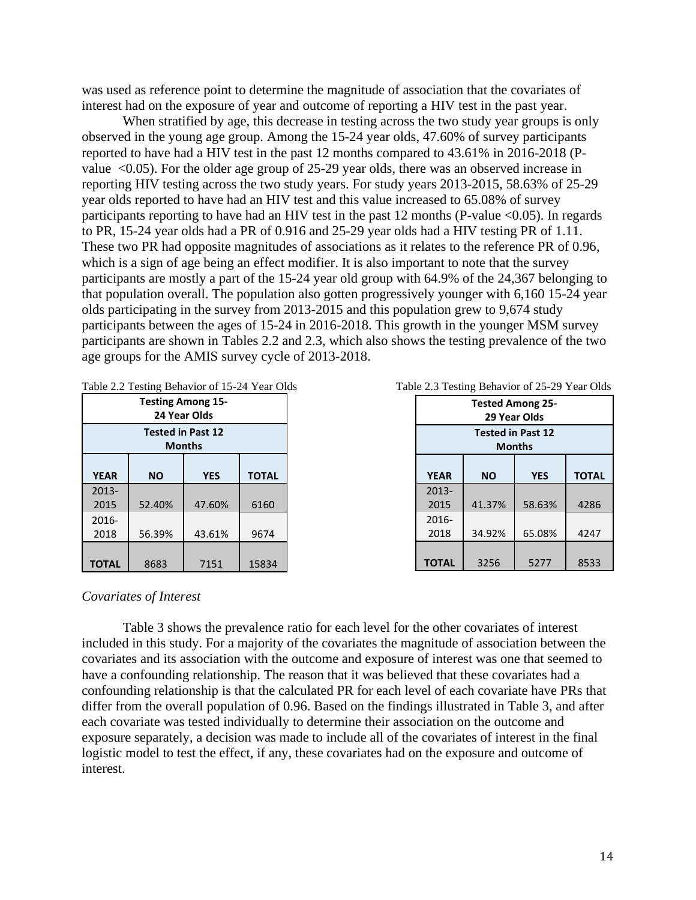was used as reference point to determine the magnitude of association that the covariates of interest had on the exposure of year and outcome of reporting a HIV test in the past year.

When stratified by age, this decrease in testing across the two study year groups is only observed in the young age group. Among the 15-24 year olds, 47.60% of survey participants reported to have had a HIV test in the past 12 months compared to 43.61% in 2016-2018 (P-value <0.05). For the older age group of 25-29 year olds, there was an observed increase in reporting HIV testing across the two study years. For study years 2013-2015, 58.63% of 25-29 year olds reported to have had an HIV test and this value increased to 65.08% of survey participants reporting to have had an HIV test in the past 12 months (P-value <0.05). In regards to PR, 15-24 year olds had a PR of 0.916 and 25-29 year olds had a HIV testing PR of 1.11. These two PR had opposite magnitudes of associations as it relates to the reference PR of 0.96, which is a sign of age being an effect modifier. It is also important to note that the survey participants are mostly a part of the 15-24 year old group with 64.9% of the 24,367 belonging to that population overall. The population also gotten progressively younger with 6,160 15-24 year olds participating in the survey from 2013-2015 and this population grew to 9,674 study participants between the ages of 15-24 in 2016-2018. This growth in the younger MSM survey participants are shown in Tables 2.2 and 2.3, which also shows the testing prevalence of the two age groups for the AMIS survey cycle of 2013-2018.

Table 2.2 Testing Behavior of 15-24 Year Olds

| Testing Among 15-24 Year Olds | | | |
|---|---|---|---|
| **Tested in Past 12 Months** | | | |
| **YEAR** | **NO** | **YES** | **TOTAL** |
| 2013-2015 | 52.40% | 47.60% | 6160 |
| 2016-2018 | 56.39% | 43.61% | 9674 |
| **TOTAL** | 8683 | 7151 | 15834 |

Table 2.3 Testing Behavior of 25-29 Year Olds

| Tested Among 25-29 Year Olds | | | |
|---|---|---|---|
| **Tested in Past 12 Months** | | | |
| **YEAR** | **NO** | **YES** | **TOTAL** |
| 2013-2015 | 41.37% | 58.63% | 4286 |
| 2016-2018 | 34.92% | 65.08% | 4247 |
| **TOTAL** | 3256 | 5277 | 8533 |

*Covariates of Interest*

Table 3 shows the prevalence ratio for each level for the other covariates of interest included in this study. For a majority of the covariates the magnitude of association between the covariates and its association with the outcome and exposure of interest was one that seemed to have a confounding relationship. The reason that it was believed that these covariates had a confounding relationship is that the calculated PR for each level of each covariate have PRs that differ from the overall population of 0.96. Based on the findings illustrated in Table 3, and after each covariate was tested individually to determine their association on the outcome and exposure separately, a decision was made to include all of the covariates of interest in the final logistic model to test the effect, if any, these covariates had on the exposure and outcome of interest.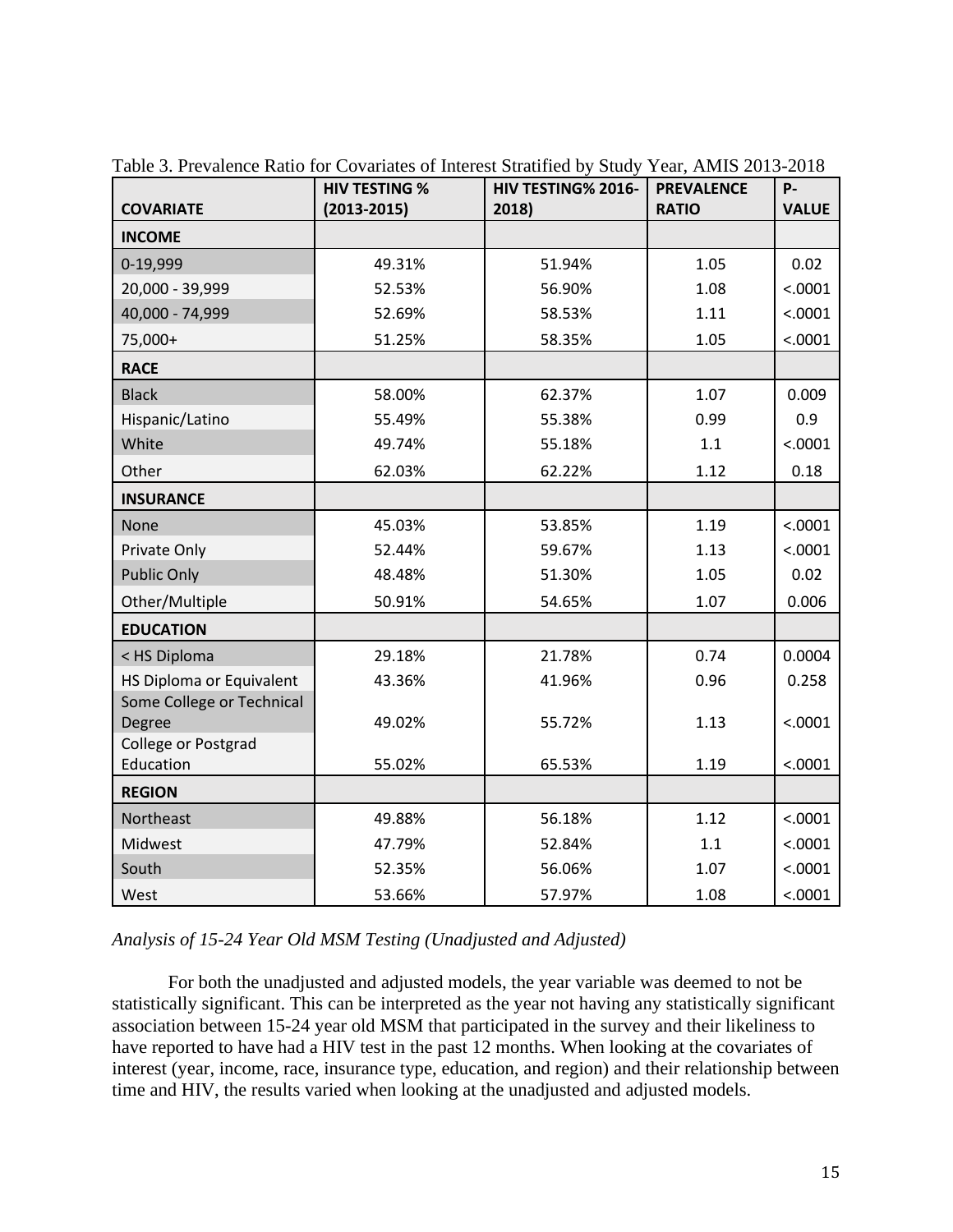Table 3. Prevalence Ratio for Covariates of Interest Stratified by Study Year, AMIS 2013-2018

| COVARIATE | HIV TESTING % (2013-2015) | HIV TESTING% 2016-2018) | PREVALENCE RATIO | P-VALUE |
|---|---|---|---|---|
| **INCOME** | | | | |
| 0-19,999 | 49.31% | 51.94% | 1.05 | 0.02 |
| 20,000 - 39,999 | 52.53% | 56.90% | 1.08 | <.0001 |
| 40,000 - 74,999 | 52.69% | 58.53% | 1.11 | <.0001 |
| 75,000+ | 51.25% | 58.35% | 1.05 | <.0001 |
| **RACE** | | | | |
| Black | 58.00% | 62.37% | 1.07 | 0.009 |
| Hispanic/Latino | 55.49% | 55.38% | 0.99 | 0.9 |
| White | 49.74% | 55.18% | 1.1 | <.0001 |
| Other | 62.03% | 62.22% | 1.12 | 0.18 |
| **INSURANCE** | | | | |
| None | 45.03% | 53.85% | 1.19 | <.0001 |
| Private Only | 52.44% | 59.67% | 1.13 | <.0001 |
| Public Only | 48.48% | 51.30% | 1.05 | 0.02 |
| Other/Multiple | 50.91% | 54.65% | 1.07 | 0.006 |
| **EDUCATION** | | | | |
| < HS Diploma | 29.18% | 21.78% | 0.74 | 0.0004 |
| HS Diploma or Equivalent | 43.36% | 41.96% | 0.96 | 0.258 |
| Some College or Technical Degree | 49.02% | 55.72% | 1.13 | <.0001 |
| College or Postgrad Education | 55.02% | 65.53% | 1.19 | <.0001 |
| **REGION** | | | | |
| Northeast | 49.88% | 56.18% | 1.12 | <.0001 |
| Midwest | 47.79% | 52.84% | 1.1 | <.0001 |
| South | 52.35% | 56.06% | 1.07 | <.0001 |
| West | 53.66% | 57.97% | 1.08 | <.0001 |

*Analysis of 15-24 Year Old MSM Testing (Unadjusted and Adjusted)*

For both the unadjusted and adjusted models, the year variable was deemed to not be statistically significant. This can be interpreted as the year not having any statistically significant association between 15-24 year old MSM that participated in the survey and their likeliness to have reported to have had a HIV test in the past 12 months. When looking at the covariates of interest (year, income, race, insurance type, education, and region) and their relationship between time and HIV, the results varied when looking at the unadjusted and adjusted models.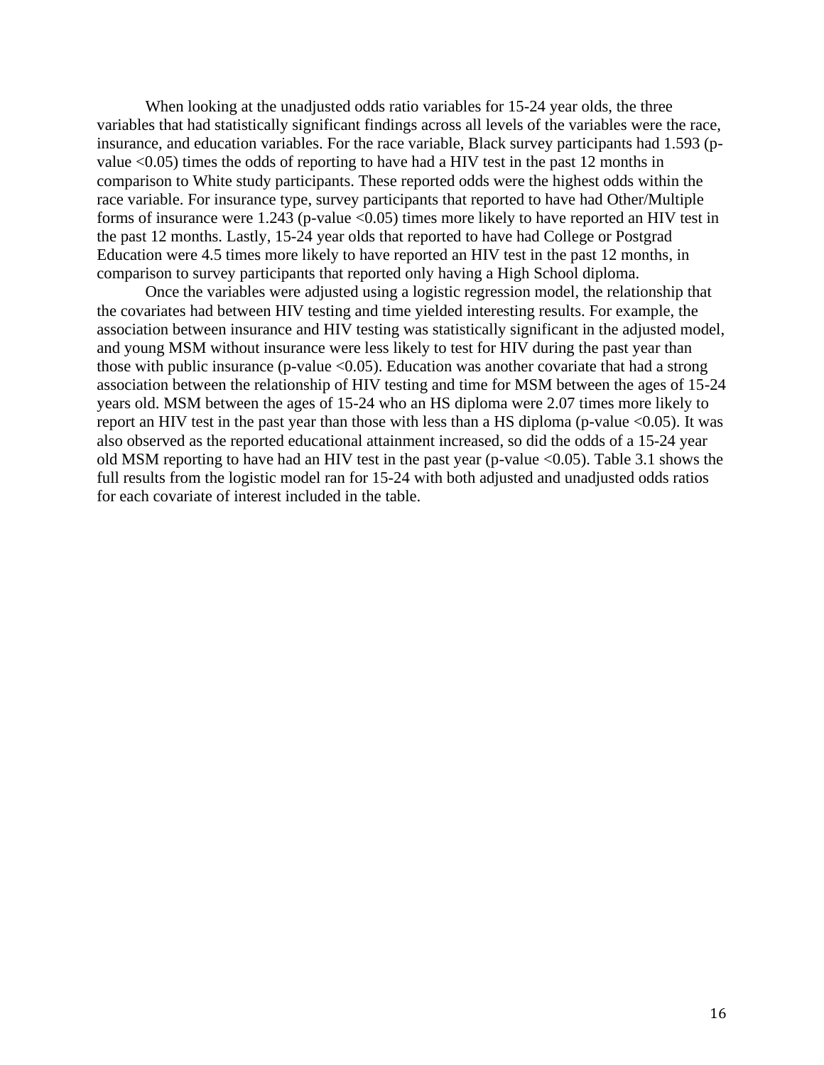When looking at the unadjusted odds ratio variables for 15-24 year olds, the three variables that had statistically significant findings across all levels of the variables were the race, insurance, and education variables. For the race variable, Black survey participants had 1.593 (p-value <0.05) times the odds of reporting to have had a HIV test in the past 12 months in comparison to White study participants. These reported odds were the highest odds within the race variable. For insurance type, survey participants that reported to have had Other/Multiple forms of insurance were 1.243 (p-value <0.05) times more likely to have reported an HIV test in the past 12 months. Lastly, 15-24 year olds that reported to have had College or Postgrad Education were 4.5 times more likely to have reported an HIV test in the past 12 months, in comparison to survey participants that reported only having a High School diploma.

Once the variables were adjusted using a logistic regression model, the relationship that the covariates had between HIV testing and time yielded interesting results. For example, the association between insurance and HIV testing was statistically significant in the adjusted model, and young MSM without insurance were less likely to test for HIV during the past year than those with public insurance (p-value <0.05). Education was another covariate that had a strong association between the relationship of HIV testing and time for MSM between the ages of 15-24 years old. MSM between the ages of 15-24 who an HS diploma were 2.07 times more likely to report an HIV test in the past year than those with less than a HS diploma (p-value <0.05). It was also observed as the reported educational attainment increased, so did the odds of a 15-24 year old MSM reporting to have had an HIV test in the past year (p-value <0.05). Table 3.1 shows the full results from the logistic model ran for 15-24 with both adjusted and unadjusted odds ratios for each covariate of interest included in the table.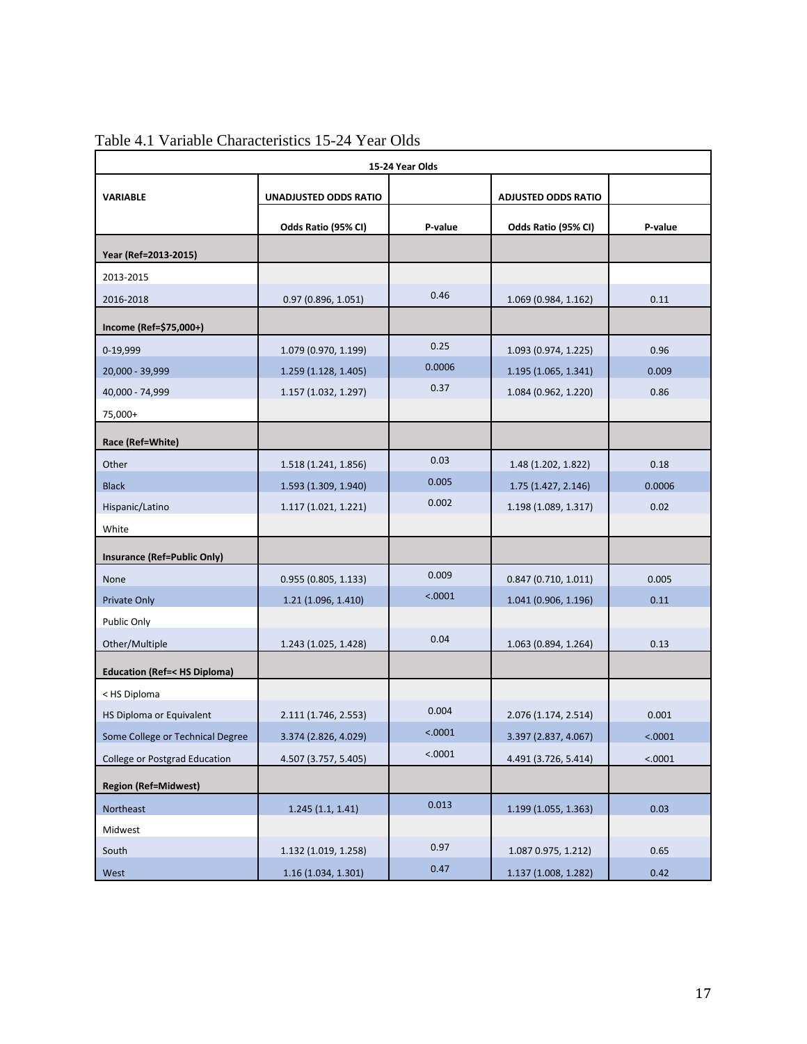Table 4.1 Variable Characteristics 15-24 Year Olds

| 15-24 Year Olds | | | | |
|---|---|---|---|---|
| **VARIABLE** | **UNADJUSTED ODDS RATIO** | | **ADJUSTED ODDS RATIO** | |
| | **Odds Ratio (95% CI)** | **P-value** | **Odds Ratio (95% CI)** | **P-value** |
| **Year (Ref=2013-2015)** | | | | |
| 2013-2015 | | | | |
| 2016-2018 | 0.97 (0.896, 1.051) | 0.46 | 1.069 (0.984, 1.162) | 0.11 |
| **Income (Ref=$75,000+)** | | | | |
| 0-19,999 | 1.079 (0.970, 1.199) | 0.25 | 1.093 (0.974, 1.225) | 0.96 |
| 20,000 - 39,999 | 1.259 (1.128, 1.405) | 0.0006 | 1.195 (1.065, 1.341) | 0.009 |
| 40,000 - 74,999 | 1.157 (1.032, 1.297) | 0.37 | 1.084 (0.962, 1.220) | 0.86 |
| 75,000+ | | | | |
| **Race (Ref=White)** | | | | |
| Other | 1.518 (1.241, 1.856) | 0.03 | 1.48 (1.202, 1.822) | 0.18 |
| Black | 1.593 (1.309, 1.940) | 0.005 | 1.75 (1.427, 2.146) | 0.0006 |
| Hispanic/Latino | 1.117 (1.021, 1.221) | 0.002 | 1.198 (1.089, 1.317) | 0.02 |
| White | | | | |
| **Insurance (Ref=Public Only)** | | | | |
| None | 0.955 (0.805, 1.133) | 0.009 | 0.847 (0.710, 1.011) | 0.005 |
| Private Only | 1.21 (1.096, 1.410) | <.0001 | 1.041 (0.906, 1.196) | 0.11 |
| Public Only | | | | |
| Other/Multiple | 1.243 (1.025, 1.428) | 0.04 | 1.063 (0.894, 1.264) | 0.13 |
| **Education (Ref=< HS Diploma)** | | | | |
| < HS Diploma | | | | |
| HS Diploma or Equivalent | 2.111 (1.746, 2.553) | 0.004 | 2.076 (1.174, 2.514) | 0.001 |
| Some College or Technical Degree | 3.374 (2.826, 4.029) | <.0001 | 3.397 (2.837, 4.067) | <.0001 |
| College or Postgrad Education | 4.507 (3.757, 5.405) | <.0001 | 4.491 (3.726, 5.414) | <.0001 |
| **Region (Ref=Midwest)** | | | | |
| Northeast | 1.245 (1.1, 1.41) | 0.013 | 1.199 (1.055, 1.363) | 0.03 |
| Midwest | | | | |
| South | 1.132 (1.019, 1.258) | 0.97 | 1.087 0.975, 1.212) | 0.65 |
| West | 1.16 (1.034, 1.301) | 0.47 | 1.137 (1.008, 1.282) | 0.42 |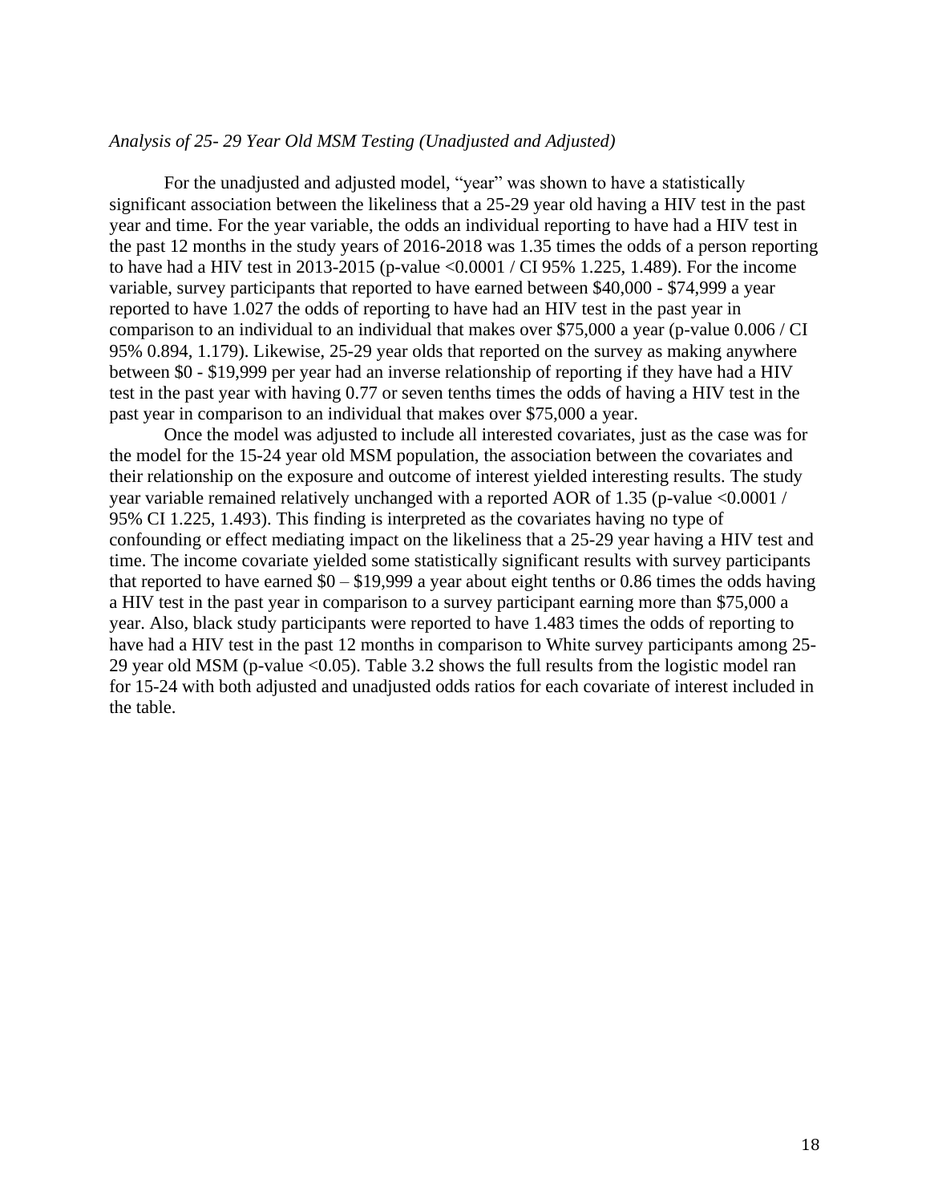*Analysis of 25- 29 Year Old MSM Testing (Unadjusted and Adjusted)*

For the unadjusted and adjusted model, "year" was shown to have a statistically significant association between the likeliness that a 25-29 year old having a HIV test in the past year and time. For the year variable, the odds an individual reporting to have had a HIV test in the past 12 months in the study years of 2016-2018 was 1.35 times the odds of a person reporting to have had a HIV test in 2013-2015 (p-value <0.0001 / CI 95% 1.225, 1.489). For the income variable, survey participants that reported to have earned between $40,000 - $74,999 a year reported to have 1.027 the odds of reporting to have had an HIV test in the past year in comparison to an individual to an individual that makes over $75,000 a year (p-value 0.006 / CI 95% 0.894, 1.179). Likewise, 25-29 year olds that reported on the survey as making anywhere between $0 - $19,999 per year had an inverse relationship of reporting if they have had a HIV test in the past year with having 0.77 or seven tenths times the odds of having a HIV test in the past year in comparison to an individual that makes over $75,000 a year.

Once the model was adjusted to include all interested covariates, just as the case was for the model for the 15-24 year old MSM population, the association between the covariates and their relationship on the exposure and outcome of interest yielded interesting results. The study year variable remained relatively unchanged with a reported AOR of 1.35 (p-value <0.0001 / 95% CI 1.225, 1.493). This finding is interpreted as the covariates having no type of confounding or effect mediating impact on the likeliness that a 25-29 year having a HIV test and time. The income covariate yielded some statistically significant results with survey participants that reported to have earned $0 – $19,999 a year about eight tenths or 0.86 times the odds having a HIV test in the past year in comparison to a survey participant earning more than $75,000 a year. Also, black study participants were reported to have 1.483 times the odds of reporting to have had a HIV test in the past 12 months in comparison to White survey participants among 25-29 year old MSM (p-value <0.05). Table 3.2 shows the full results from the logistic model ran for 15-24 with both adjusted and unadjusted odds ratios for each covariate of interest included in the table.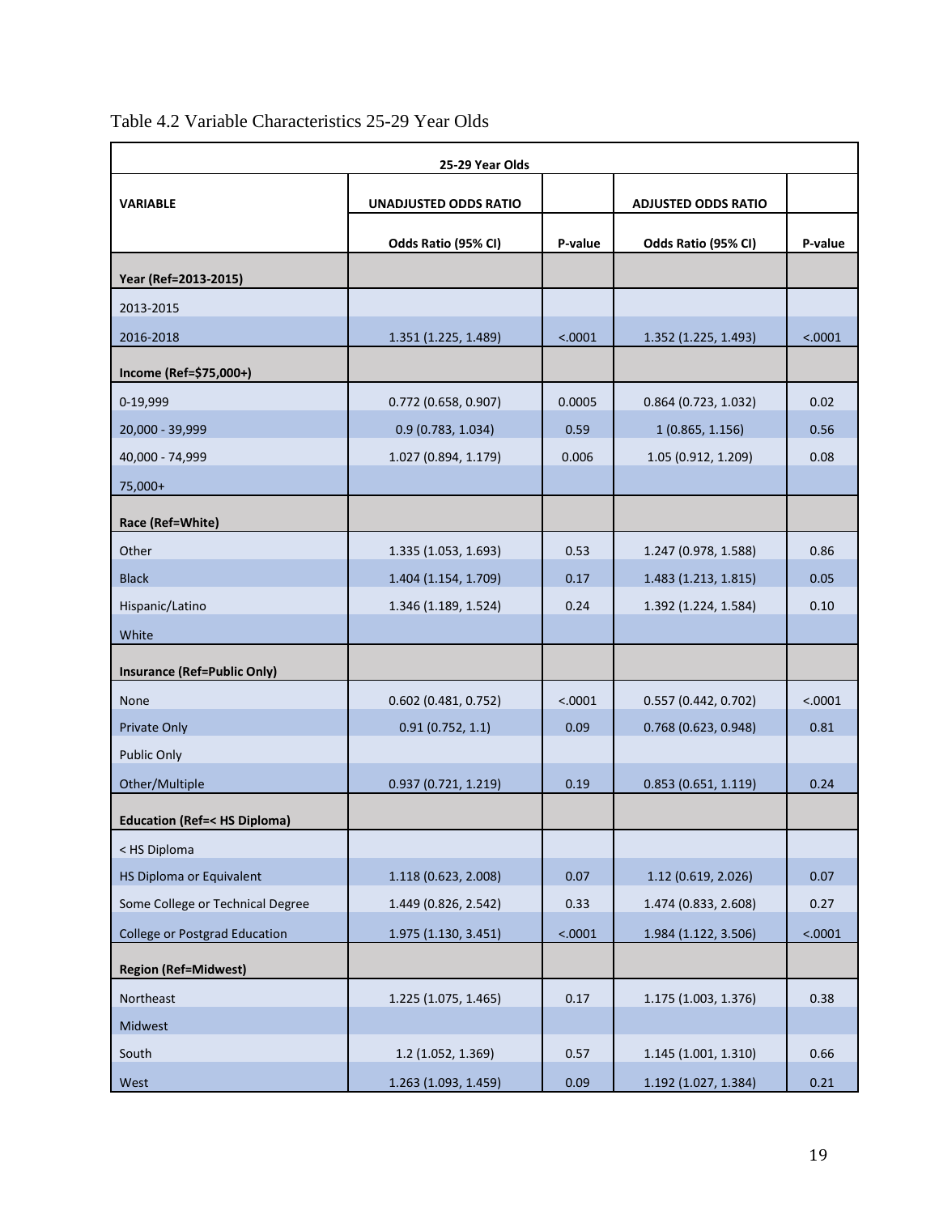Table 4.2 Variable Characteristics 25-29 Year Olds

| 25-29 Year Olds | | | | |
|---|---|---|---|---|
| **VARIABLE** | **UNADJUSTED ODDS RATIO** | | **ADJUSTED ODDS RATIO** | |
| | **Odds Ratio (95% CI)** | **P-value** | **Odds Ratio (95% CI)** | **P-value** |
| **Year (Ref=2013-2015)** | | | | |
| 2013-2015 | | | | |
| 2016-2018 | 1.351 (1.225, 1.489) | <.0001 | 1.352 (1.225, 1.493) | <.0001 |
| **Income (Ref=$75,000+)** | | | | |
| 0-19,999 | 0.772 (0.658, 0.907) | 0.0005 | 0.864 (0.723, 1.032) | 0.02 |
| 20,000 - 39,999 | 0.9 (0.783, 1.034) | 0.59 | 1 (0.865, 1.156) | 0.56 |
| 40,000 - 74,999 | 1.027 (0.894, 1.179) | 0.006 | 1.05 (0.912, 1.209) | 0.08 |
| 75,000+ | | | | |
| **Race (Ref=White)** | | | | |
| Other | 1.335 (1.053, 1.693) | 0.53 | 1.247 (0.978, 1.588) | 0.86 |
| Black | 1.404 (1.154, 1.709) | 0.17 | 1.483 (1.213, 1.815) | 0.05 |
| Hispanic/Latino | 1.346 (1.189, 1.524) | 0.24 | 1.392 (1.224, 1.584) | 0.10 |
| White | | | | |
| **Insurance (Ref=Public Only)** | | | | |
| None | 0.602 (0.481, 0.752) | <.0001 | 0.557 (0.442, 0.702) | <.0001 |
| Private Only | 0.91 (0.752, 1.1) | 0.09 | 0.768 (0.623, 0.948) | 0.81 |
| Public Only | | | | |
| Other/Multiple | 0.937 (0.721, 1.219) | 0.19 | 0.853 (0.651, 1.119) | 0.24 |
| **Education (Ref=< HS Diploma)** | | | | |
| < HS Diploma | | | | |
| HS Diploma or Equivalent | 1.118 (0.623, 2.008) | 0.07 | 1.12 (0.619, 2.026) | 0.07 |
| Some College or Technical Degree | 1.449 (0.826, 2.542) | 0.33 | 1.474 (0.833, 2.608) | 0.27 |
| College or Postgrad Education | 1.975 (1.130, 3.451) | <.0001 | 1.984 (1.122, 3.506) | <.0001 |
| **Region (Ref=Midwest)** | | | | |
| Northeast | 1.225 (1.075, 1.465) | 0.17 | 1.175 (1.003, 1.376) | 0.38 |
| Midwest | | | | |
| South | 1.2 (1.052, 1.369) | 0.57 | 1.145 (1.001, 1.310) | 0.66 |
| West | 1.263 (1.093, 1.459) | 0.09 | 1.192 (1.027, 1.384) | 0.21 |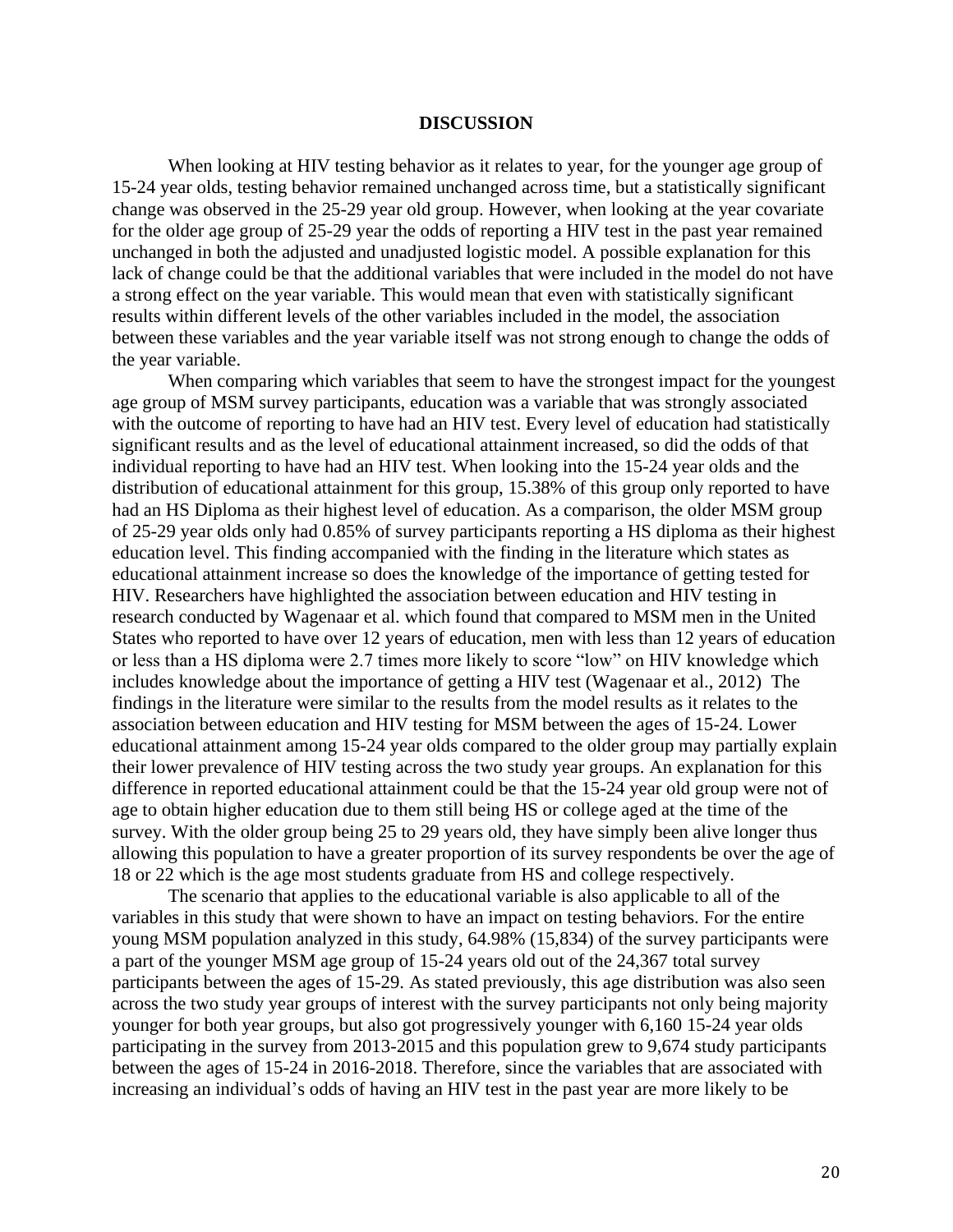## DISCUSSION

When looking at HIV testing behavior as it relates to year, for the younger age group of 15-24 year olds, testing behavior remained unchanged across time, but a statistically significant change was observed in the 25-29 year old group. However, when looking at the year covariate for the older age group of 25-29 year the odds of reporting a HIV test in the past year remained unchanged in both the adjusted and unadjusted logistic model. A possible explanation for this lack of change could be that the additional variables that were included in the model do not have a strong effect on the year variable. This would mean that even with statistically significant results within different levels of the other variables included in the model, the association between these variables and the year variable itself was not strong enough to change the odds of the year variable.

When comparing which variables that seem to have the strongest impact for the youngest age group of MSM survey participants, education was a variable that was strongly associated with the outcome of reporting to have had an HIV test. Every level of education had statistically significant results and as the level of educational attainment increased, so did the odds of that individual reporting to have had an HIV test. When looking into the 15-24 year olds and the distribution of educational attainment for this group, 15.38% of this group only reported to have had an HS Diploma as their highest level of education. As a comparison, the older MSM group of 25-29 year olds only had 0.85% of survey participants reporting a HS diploma as their highest education level. This finding accompanied with the finding in the literature which states as educational attainment increase so does the knowledge of the importance of getting tested for HIV. Researchers have highlighted the association between education and HIV testing in research conducted by Wagenaar et al. which found that compared to MSM men in the United States who reported to have over 12 years of education, men with less than 12 years of education or less than a HS diploma were 2.7 times more likely to score "low" on HIV knowledge which includes knowledge about the importance of getting a HIV test (Wagenaar et al., 2012) The findings in the literature were similar to the results from the model results as it relates to the association between education and HIV testing for MSM between the ages of 15-24. Lower educational attainment among 15-24 year olds compared to the older group may partially explain their lower prevalence of HIV testing across the two study year groups. An explanation for this difference in reported educational attainment could be that the 15-24 year old group were not of age to obtain higher education due to them still being HS or college aged at the time of the survey. With the older group being 25 to 29 years old, they have simply been alive longer thus allowing this population to have a greater proportion of its survey respondents be over the age of 18 or 22 which is the age most students graduate from HS and college respectively.

The scenario that applies to the educational variable is also applicable to all of the variables in this study that were shown to have an impact on testing behaviors. For the entire young MSM population analyzed in this study, 64.98% (15,834) of the survey participants were a part of the younger MSM age group of 15-24 years old out of the 24,367 total survey participants between the ages of 15-29. As stated previously, this age distribution was also seen across the two study year groups of interest with the survey participants not only being majority younger for both year groups, but also got progressively younger with 6,160 15-24 year olds participating in the survey from 2013-2015 and this population grew to 9,674 study participants between the ages of 15-24 in 2016-2018. Therefore, since the variables that are associated with increasing an individual's odds of having an HIV test in the past year are more likely to be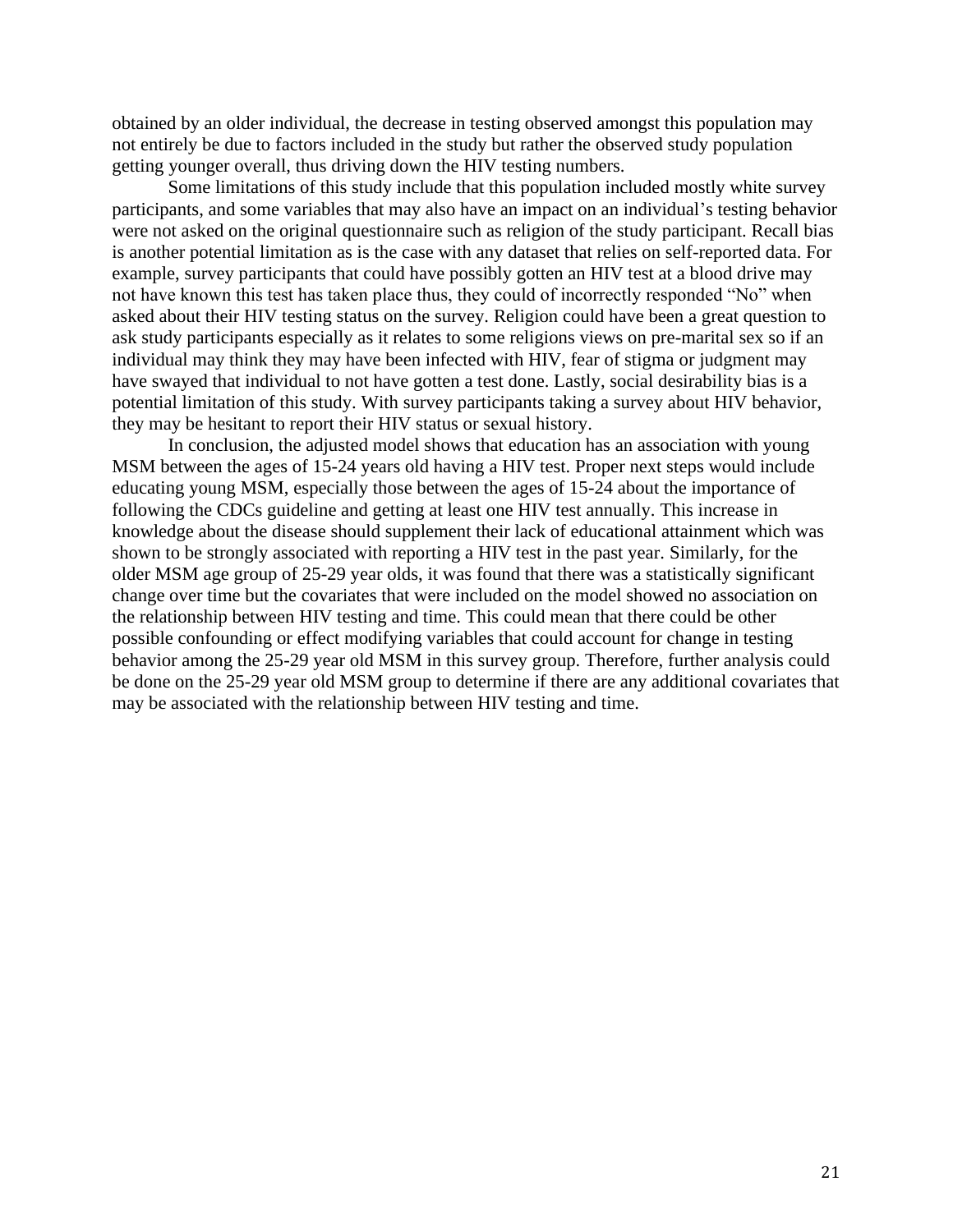obtained by an older individual, the decrease in testing observed amongst this population may not entirely be due to factors included in the study but rather the observed study population getting younger overall, thus driving down the HIV testing numbers.

Some limitations of this study include that this population included mostly white survey participants, and some variables that may also have an impact on an individual's testing behavior were not asked on the original questionnaire such as religion of the study participant. Recall bias is another potential limitation as is the case with any dataset that relies on self-reported data. For example, survey participants that could have possibly gotten an HIV test at a blood drive may not have known this test has taken place thus, they could of incorrectly responded "No" when asked about their HIV testing status on the survey. Religion could have been a great question to ask study participants especially as it relates to some religions views on pre-marital sex so if an individual may think they may have been infected with HIV, fear of stigma or judgment may have swayed that individual to not have gotten a test done. Lastly, social desirability bias is a potential limitation of this study. With survey participants taking a survey about HIV behavior, they may be hesitant to report their HIV status or sexual history.

In conclusion, the adjusted model shows that education has an association with young MSM between the ages of 15-24 years old having a HIV test. Proper next steps would include educating young MSM, especially those between the ages of 15-24 about the importance of following the CDCs guideline and getting at least one HIV test annually. This increase in knowledge about the disease should supplement their lack of educational attainment which was shown to be strongly associated with reporting a HIV test in the past year. Similarly, for the older MSM age group of 25-29 year olds, it was found that there was a statistically significant change over time but the covariates that were included on the model showed no association on the relationship between HIV testing and time. This could mean that there could be other possible confounding or effect modifying variables that could account for change in testing behavior among the 25-29 year old MSM in this survey group. Therefore, further analysis could be done on the 25-29 year old MSM group to determine if there are any additional covariates that may be associated with the relationship between HIV testing and time.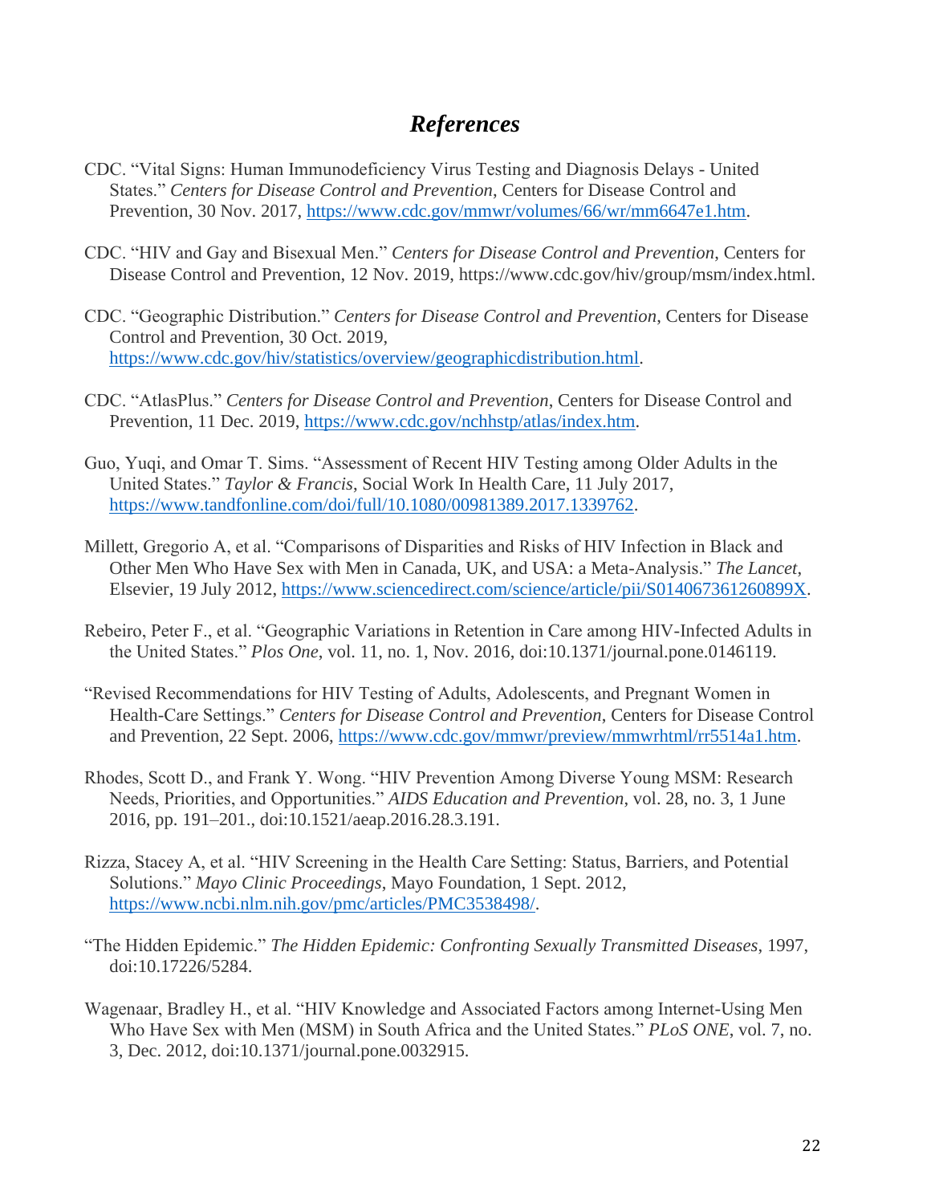# *References*

CDC. "Vital Signs: Human Immunodeficiency Virus Testing and Diagnosis Delays - United States." *Centers for Disease Control and Prevention*, Centers for Disease Control and Prevention, 30 Nov. 2017, https://www.cdc.gov/mmwr/volumes/66/wr/mm6647e1.htm.

CDC. "HIV and Gay and Bisexual Men." *Centers for Disease Control and Prevention*, Centers for Disease Control and Prevention, 12 Nov. 2019, https://www.cdc.gov/hiv/group/msm/index.html.

CDC. "Geographic Distribution." *Centers for Disease Control and Prevention*, Centers for Disease Control and Prevention, 30 Oct. 2019, https://www.cdc.gov/hiv/statistics/overview/geographicdistribution.html.

CDC. "AtlasPlus." *Centers for Disease Control and Prevention*, Centers for Disease Control and Prevention, 11 Dec. 2019, https://www.cdc.gov/nchhstp/atlas/index.htm.

Guo, Yuqi, and Omar T. Sims. "Assessment of Recent HIV Testing among Older Adults in the United States." *Taylor & Francis*, Social Work In Health Care, 11 July 2017, https://www.tandfonline.com/doi/full/10.1080/00981389.2017.1339762.

Millett, Gregorio A, et al. "Comparisons of Disparities and Risks of HIV Infection in Black and Other Men Who Have Sex with Men in Canada, UK, and USA: a Meta-Analysis." *The Lancet*, Elsevier, 19 July 2012, https://www.sciencedirect.com/science/article/pii/S014067361260899X.

Rebeiro, Peter F., et al. "Geographic Variations in Retention in Care among HIV-Infected Adults in the United States." *Plos One*, vol. 11, no. 1, Nov. 2016, doi:10.1371/journal.pone.0146119.

"Revised Recommendations for HIV Testing of Adults, Adolescents, and Pregnant Women in Health-Care Settings." *Centers for Disease Control and Prevention*, Centers for Disease Control and Prevention, 22 Sept. 2006, https://www.cdc.gov/mmwr/preview/mmwrhtml/rr5514a1.htm.

Rhodes, Scott D., and Frank Y. Wong. "HIV Prevention Among Diverse Young MSM: Research Needs, Priorities, and Opportunities." *AIDS Education and Prevention*, vol. 28, no. 3, 1 June 2016, pp. 191–201., doi:10.1521/aeap.2016.28.3.191.

Rizza, Stacey A, et al. "HIV Screening in the Health Care Setting: Status, Barriers, and Potential Solutions." *Mayo Clinic Proceedings*, Mayo Foundation, 1 Sept. 2012, https://www.ncbi.nlm.nih.gov/pmc/articles/PMC3538498/.

"The Hidden Epidemic." *The Hidden Epidemic: Confronting Sexually Transmitted Diseases*, 1997, doi:10.17226/5284.

Wagenaar, Bradley H., et al. "HIV Knowledge and Associated Factors among Internet-Using Men Who Have Sex with Men (MSM) in South Africa and the United States." *PLoS ONE*, vol. 7, no. 3, Dec. 2012, doi:10.1371/journal.pone.0032915.